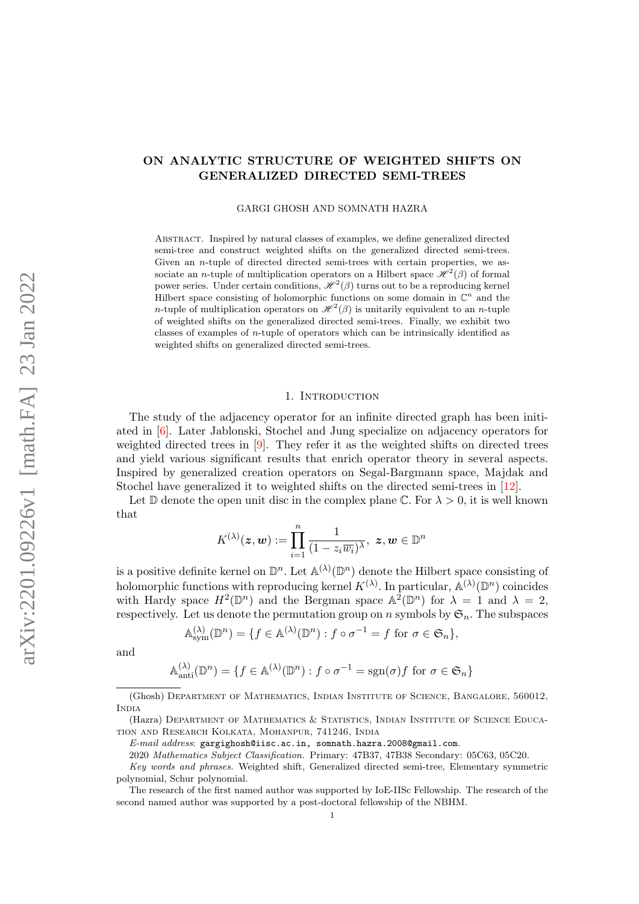# ON ANALYTIC STRUCTURE OF WEIGHTED SHIFTS ON GENERALIZED DIRECTED SEMI-TREES

GARGI GHOSH AND SOMNATH HAZRA

Abstract. Inspired by natural classes of examples, we define generalized directed semi-tree and construct weighted shifts on the generalized directed semi-trees. Given an $n$-tuple of directed directed semi-trees with certain properties, we associate an $n$-tuple of multiplication operators on a Hilbert space $\mathscr{H}^2(\beta)$ of formal power series. Under certain conditions, $\mathscr{H}^2(\beta)$ turns out to be a reproducing kernel Hilbert space consisting of holomorphic functions on some domain in $\mathbb{C}^n$ and the $n$-tuple of multiplication operators on $\mathscr{H}^2(\beta)$ is unitarily equivalent to an $n$-tuple of weighted shifts on the generalized directed semi-trees. Finally, we exhibit two classes of examples of $n$-tuple of operators which can be intrinsically identified as weighted shifts on generalized directed semi-trees.

## 1. Introduction

The study of the adjacency operator for an infinite directed graph has been initiated in [6]. Later Jablonski, Stochel and Jung specialize on adjacency operators for weighted directed trees in [9]. They refer it as the weighted shifts on directed trees and yield various significant results that enrich operator theory in several aspects. Inspired by generalized creation operators on Segal-Bargmann space, Majdak and Stochel have generalized it to weighted shifts on the directed semi-trees in [12].

Let $\mathbb{D}$ denote the open unit disc in the complex plane $\mathbb{C}$. For $\lambda > 0$, it is well known that

$$K^{(\lambda)}(\boldsymbol{z}, \boldsymbol{w}) := \prod_{i=1}^{n} \frac{1}{(1 - z_i \overline{w_i})^{\lambda}},\ \boldsymbol{z}, \boldsymbol{w} \in \mathbb{D}^n$$

is a positive definite kernel on $\mathbb{D}^n$. Let $\mathbb{A}^{(\lambda)}(\mathbb{D}^n)$ denote the Hilbert space consisting of holomorphic functions with reproducing kernel $K^{(\lambda)}$. In particular, $\mathbb{A}^{(\lambda)}(\mathbb{D}^n)$ coincides with Hardy space $H^2(\mathbb{D}^n)$ and the Bergman space $\mathbb{A}^2(\mathbb{D}^n)$ for $\lambda = 1$ and $\lambda = 2$, respectively. Let us denote the permutation group on $n$ symbols by $\mathfrak{S}_n$. The subspaces

$$\mathbb{A}^{(\lambda)}_{\rm sym}(\mathbb{D}^n) = \{f \in \mathbb{A}^{(\lambda)}(\mathbb{D}^n) : f \circ \sigma^{-1} = f \text{ for } \sigma \in \mathfrak{S}_n\},$$

and

$$\mathbb{A}^{(\lambda)}_{\rm anti}(\mathbb{D}^n) = \{f \in \mathbb{A}^{(\lambda)}(\mathbb{D}^n) : f \circ \sigma^{-1} = {\rm sgn}(\sigma) f \text{ for } \sigma \in \mathfrak{S}_n\}$$

(Ghosh) Department of Mathematics, Indian Institute of Science, Bangalore, 560012, India

(Hazra) Department of Mathematics & Statistics, Indian Institute of Science Education and Research Kolkata, Mohanpur, 741246, India

*E-mail address*: gargighosh@iisc.ac.in, somnath.hazra.2008@gmail.com.

2020 *Mathematics Subject Classification.* Primary: 47B37, 47B38 Secondary: 05C63, 05C20.

*Key words and phrases.* Weighted shift, Generalized directed semi-tree, Elementary symmetric polynomial, Schur polynomial.

The research of the first named author was supported by IoE-IISc Fellowship. The research of the second named author was supported by a post-doctoral fellowship of the NBHM.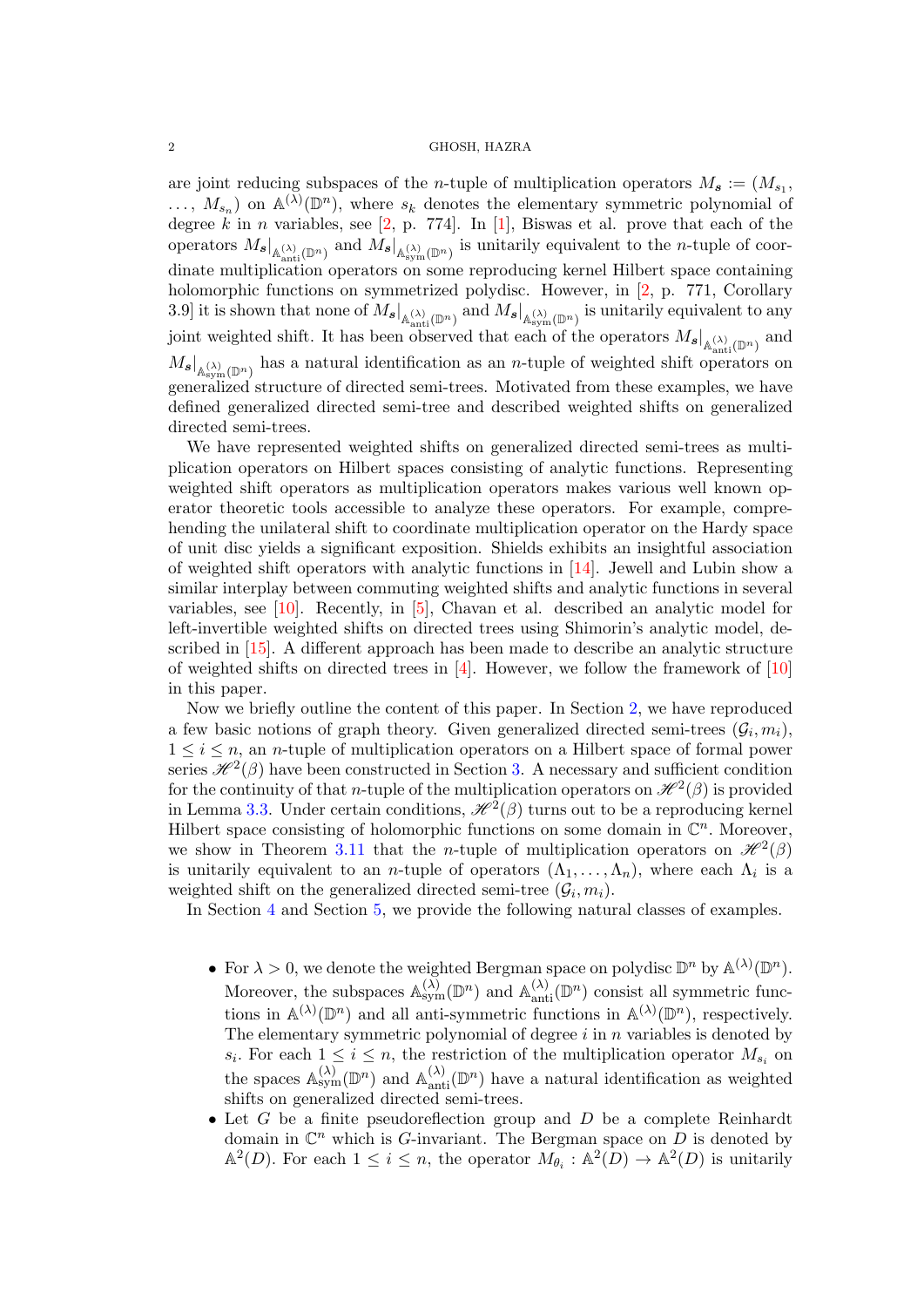are joint reducing subspaces of the $n$-tuple of multiplication operators $M_{\boldsymbol{s}} := (M_{s_1}, \ldots, M_{s_n})$ on $\mathbb{A}^{(\lambda)}(\mathbb{D}^n)$, where $s_k$ denotes the elementary symmetric polynomial of degree $k$ in $n$ variables, see [2, p. 774]. In [1], Biswas et al. prove that each of the operators $M_{\boldsymbol{s}}|_{\mathbb{A}^{(\lambda)}_{\text{anti}}(\mathbb{D}^n)}$ and $M_{\boldsymbol{s}}|_{\mathbb{A}^{(\lambda)}_{\text{sym}}(\mathbb{D}^n)}$ is unitarily equivalent to the $n$-tuple of coordinate multiplication operators on some reproducing kernel Hilbert space containing holomorphic functions on symmetrized polydisc. However, in [2, p. 771, Corollary 3.9] it is shown that none of $M_{\boldsymbol{s}}|_{\mathbb{A}^{(\lambda)}_{\text{anti}}(\mathbb{D}^n)}$ and $M_{\boldsymbol{s}}|_{\mathbb{A}^{(\lambda)}_{\text{sym}}(\mathbb{D}^n)}$ is unitarily equivalent to any joint weighted shift. It has been observed that each of the operators $M_{\boldsymbol{s}}|_{\mathbb{A}^{(\lambda)}_{\text{anti}}(\mathbb{D}^n)}$ and $M_{\boldsymbol{s}}|_{\mathbb{A}^{(\lambda)}_{\text{sym}}(\mathbb{D}^n)}$ has a natural identification as an $n$-tuple of weighted shift operators on generalized structure of directed semi-trees. Motivated from these examples, we have defined generalized directed semi-tree and described weighted shifts on generalized directed semi-trees.

We have represented weighted shifts on generalized directed semi-trees as multiplication operators on Hilbert spaces consisting of analytic functions. Representing weighted shift operators as multiplication operators makes various well known operator theoretic tools accessible to analyze these operators. For example, comprehending the unilateral shift to coordinate multiplication operator on the Hardy space of unit disc yields a significant exposition. Shields exhibits an insightful association of weighted shift operators with analytic functions in [14]. Jewell and Lubin show a similar interplay between commuting weighted shifts and analytic functions in several variables, see [10]. Recently, in [5], Chavan et al. described an analytic model for left-invertible weighted shifts on directed trees using Shimorin's analytic model, described in [15]. A different approach has been made to describe an analytic structure of weighted shifts on directed trees in [4]. However, we follow the framework of [10] in this paper.

Now we briefly outline the content of this paper. In Section 2, we have reproduced a few basic notions of graph theory. Given generalized directed semi-trees $(\mathcal{G}_i, m_i)$, $1 \leq i \leq n$, an $n$-tuple of multiplication operators on a Hilbert space of formal power series $\mathscr{H}^2(\beta)$ have been constructed in Section 3. A necessary and sufficient condition for the continuity of that $n$-tuple of the multiplication operators on $\mathscr{H}^2(\beta)$ is provided in Lemma 3.3. Under certain conditions, $\mathscr{H}^2(\beta)$ turns out to be a reproducing kernel Hilbert space consisting of holomorphic functions on some domain in $\mathbb{C}^n$. Moreover, we show in Theorem 3.11 that the $n$-tuple of multiplication operators on $\mathscr{H}^2(\beta)$ is unitarily equivalent to an $n$-tuple of operators $(\Lambda_1, \ldots, \Lambda_n)$, where each $\Lambda_i$ is a weighted shift on the generalized directed semi-tree $(\mathcal{G}_i, m_i)$.

In Section 4 and Section 5, we provide the following natural classes of examples.

- For $\lambda > 0$, we denote the weighted Bergman space on polydisc $\mathbb{D}^n$ by $\mathbb{A}^{(\lambda)}(\mathbb{D}^n)$. Moreover, the subspaces $\mathbb{A}^{(\lambda)}_{\text{sym}}(\mathbb{D}^n)$ and $\mathbb{A}^{(\lambda)}_{\text{anti}}(\mathbb{D}^n)$ consist all symmetric functions in $\mathbb{A}^{(\lambda)}(\mathbb{D}^n)$ and all anti-symmetric functions in $\mathbb{A}^{(\lambda)}(\mathbb{D}^n)$, respectively. The elementary symmetric polynomial of degree $i$ in $n$ variables is denoted by $s_i$. For each $1 \leq i \leq n$, the restriction of the multiplication operator $M_{s_i}$ on the spaces $\mathbb{A}^{(\lambda)}_{\text{sym}}(\mathbb{D}^n)$ and $\mathbb{A}^{(\lambda)}_{\text{anti}}(\mathbb{D}^n)$ have a natural identification as weighted shifts on generalized directed semi-trees.
- Let $G$ be a finite pseudoreflection group and $D$ be a complete Reinhardt domain in $\mathbb{C}^n$ which is $G$-invariant. The Bergman space on $D$ is denoted by $\mathbb{A}^2(D)$. For each $1 \leq i \leq n$, the operator $M_{\theta_i} : \mathbb{A}^2(D) \to \mathbb{A}^2(D)$ is unitarily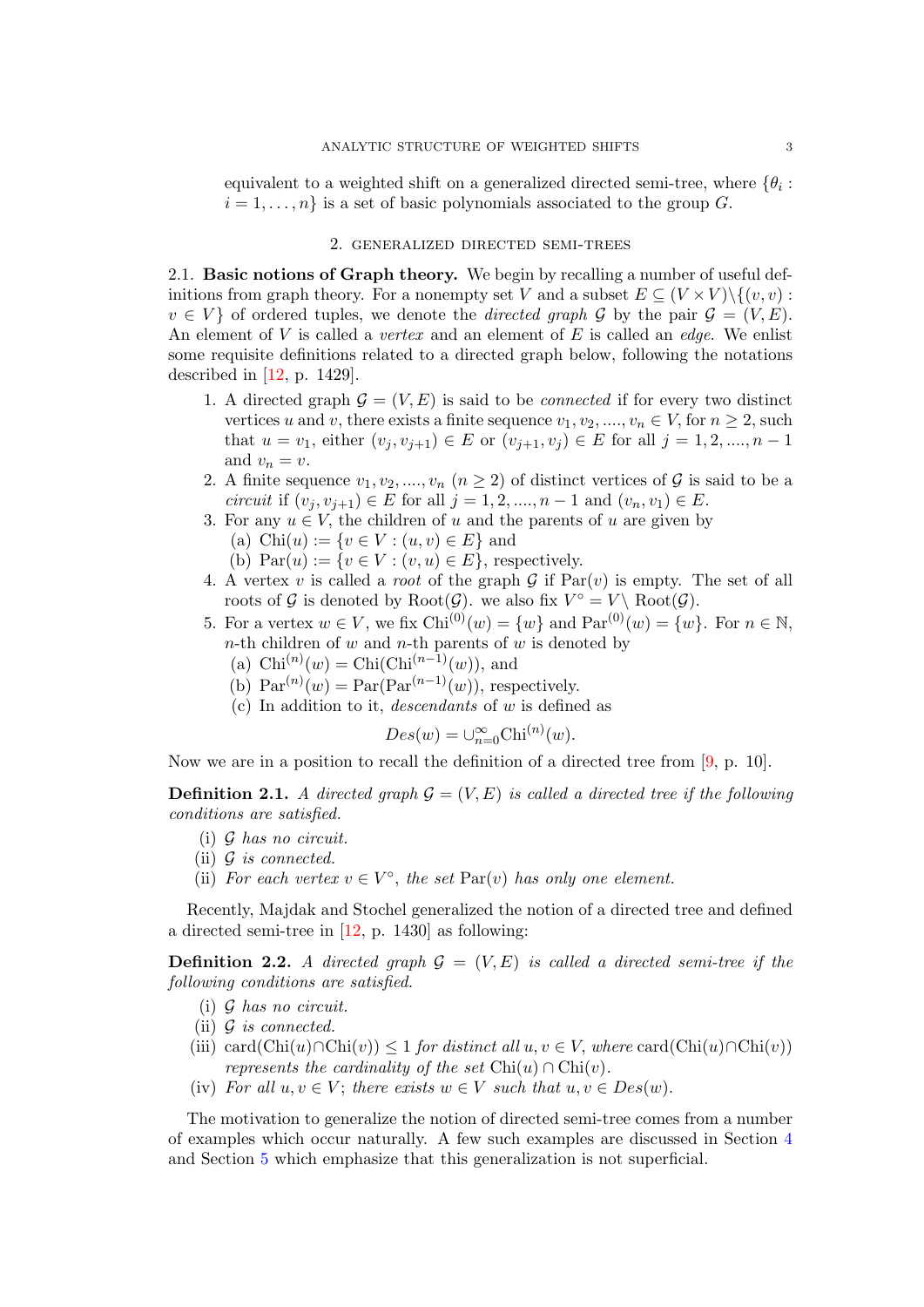equivalent to a weighted shift on a generalized directed semi-tree, where $\{\theta_i : i = 1, \ldots, n\}$ is a set of basic polynomials associated to the group $G$.

## 2. Generalized directed semi-trees

**2.1. Basic notions of Graph theory.** We begin by recalling a number of useful definitions from graph theory. For a nonempty set $V$ and a subset $E \subseteq (V \times V)\backslash\{(v,v) : v \in V\}$ of ordered tuples, we denote the *directed graph* $\mathcal{G}$ by the pair $\mathcal{G} = (V, E)$. An element of $V$ is called a *vertex* and an element of $E$ is called an *edge*. We enlist some requisite definitions related to a directed graph below, following the notations described in [12, p. 1429].

1. A directed graph $\mathcal{G} = (V, E)$ is said to be *connected* if for every two distinct vertices $u$ and $v$, there exists a finite sequence $v_1, v_2, ...., v_n \in V$, for $n \geq 2$, such that $u = v_1$, either $(v_j, v_{j+1}) \in E$ or $(v_{j+1}, v_j) \in E$ for all $j = 1, 2, ...., n-1$ and $v_n = v$.
2. A finite sequence $v_1, v_2, ...., v_n$ ($n \geq 2$) of distinct vertices of $\mathcal{G}$ is said to be a *circuit* if $(v_j, v_{j+1}) \in E$ for all $j = 1, 2, ...., n-1$ and $(v_n, v_1) \in E$.
3. For any $u \in V$, the children of $u$ and the parents of $u$ are given by
   (a) $\mathrm{Chi}(u) := \{v \in V : (u, v) \in E\}$ and
   (b) $\mathrm{Par}(u) := \{v \in V : (v, u) \in E\}$, respectively.
4. A vertex $v$ is called a *root* of the graph $\mathcal{G}$ if $\mathrm{Par}(v)$ is empty. The set of all roots of $\mathcal{G}$ is denoted by $\mathrm{Root}(\mathcal{G})$. we also fix $V^{\circ} = V\backslash \mathrm{Root}(\mathcal{G})$.
5. For a vertex $w \in V$, we fix $\mathrm{Chi}^{(0)}(w) = \{w\}$ and $\mathrm{Par}^{(0)}(w) = \{w\}$. For $n \in \mathbb{N}$, $n$-th children of $w$ and $n$-th parents of $w$ is denoted by
   (a) $\mathrm{Chi}^{(n)}(w) = \mathrm{Chi}(\mathrm{Chi}^{(n-1)}(w))$, and
   (b) $\mathrm{Par}^{(n)}(w) = \mathrm{Par}(\mathrm{Par}^{(n-1)}(w))$, respectively.
   (c) In addition to it, *descendants* of $w$ is defined as
   $$Des(w) = \cup_{n=0}^{\infty} \mathrm{Chi}^{(n)}(w).$$

Now we are in a position to recall the definition of a directed tree from [9, p. 10].

**Definition 2.1.** *A directed graph $\mathcal{G} = (V, E)$ is called a directed tree if the following conditions are satisfied.*
- (i) *$\mathcal{G}$ has no circuit.*
- (ii) *$\mathcal{G}$ is connected.*
- (ii) *For each vertex $v \in V^{\circ}$, the set $\mathrm{Par}(v)$ has only one element.*

Recently, Majdak and Stochel generalized the notion of a directed tree and defined a directed semi-tree in [12, p. 1430] as following:

**Definition 2.2.** *A directed graph $\mathcal{G} = (V, E)$ is called a directed semi-tree if the following conditions are satisfied.*
- (i) *$\mathcal{G}$ has no circuit.*
- (ii) *$\mathcal{G}$ is connected.*
- (iii) $\mathrm{card}(\mathrm{Chi}(u) \cap \mathrm{Chi}(v)) \leq 1$ *for distinct all $u, v \in V$, where* $\mathrm{card}(\mathrm{Chi}(u) \cap \mathrm{Chi}(v))$ *represents the cardinality of the set* $\mathrm{Chi}(u) \cap \mathrm{Chi}(v)$.
- (iv) *For all $u, v \in V$; there exists $w \in V$ such that $u, v \in Des(w)$.*

The motivation to generalize the notion of directed semi-tree comes from a number of examples which occur naturally. A few such examples are discussed in Section 4 and Section 5 which emphasize that this generalization is not superficial.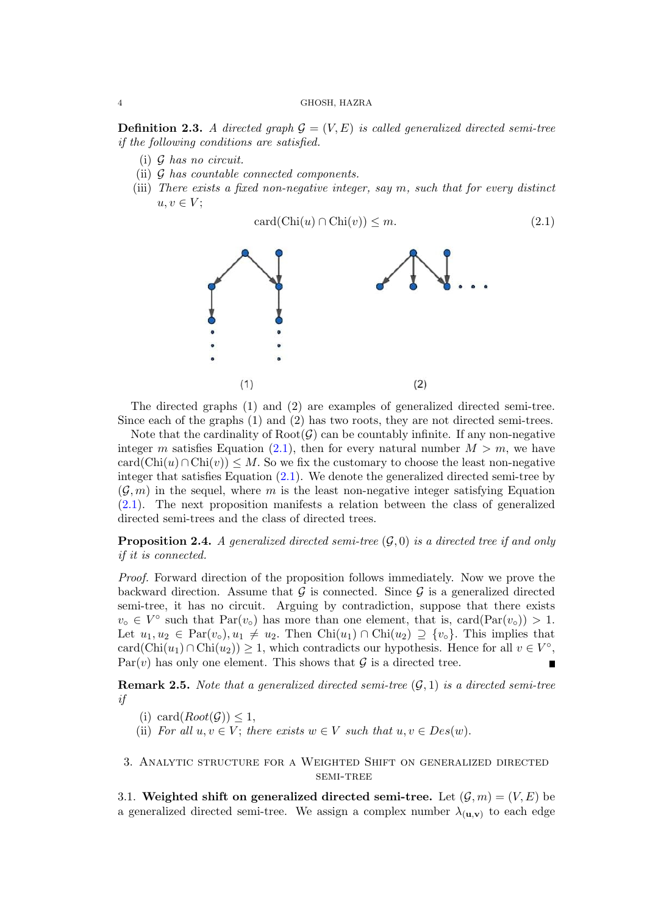**Definition 2.3.** *A directed graph $\mathcal{G} = (V, E)$ is called generalized directed semi-tree if the following conditions are satisfied.*

(i) *$\mathcal{G}$ has no circuit.*
(ii) *$\mathcal{G}$ has countable connected components.*
(iii) *There exists a fixed non-negative integer, say $m$, such that for every distinct $u, v \in V$;*

$$\operatorname{card}(\operatorname{Chi}(u) \cap \operatorname{Chi}(v)) \leq m. \tag{2.1}$$

(1) (2)

The directed graphs (1) and (2) are examples of generalized directed semi-tree. Since each of the graphs (1) and (2) has two roots, they are not directed semi-trees.

Note that the cardinality of $\operatorname{Root}(\mathcal{G})$ can be countably infinite. If any non-negative integer $m$ satisfies Equation (2.1), then for every natural number $M > m$, we have $\operatorname{card}(\operatorname{Chi}(u) \cap \operatorname{Chi}(v)) \leq M$. So we fix the customary to choose the least non-negative integer that satisfies Equation (2.1). We denote the generalized directed semi-tree by $(\mathcal{G}, m)$ in the sequel, where $m$ is the least non-negative integer satisfying Equation (2.1). The next proposition manifests a relation between the class of generalized directed semi-trees and the class of directed trees.

**Proposition 2.4.** *A generalized directed semi-tree $(\mathcal{G}, 0)$ is a directed tree if and only if it is connected.*

*Proof.* Forward direction of the proposition follows immediately. Now we prove the backward direction. Assume that $\mathcal{G}$ is connected. Since $\mathcal{G}$ is a generalized directed semi-tree, it has no circuit. Arguing by contradiction, suppose that there exists $v_\circ \in V^\circ$ such that $\operatorname{Par}(v_\circ)$ has more than one element, that is, $\operatorname{card}(\operatorname{Par}(v_\circ)) > 1$. Let $u_1, u_2 \in \operatorname{Par}(v_\circ), u_1 \neq u_2$. Then $\operatorname{Chi}(u_1) \cap \operatorname{Chi}(u_2) \supseteq \{v_\circ\}$. This implies that $\operatorname{card}(\operatorname{Chi}(u_1) \cap \operatorname{Chi}(u_2)) \geq 1$, which contradicts our hypothesis. Hence for all $v \in V^\circ$, $\operatorname{Par}(v)$ has only one element. This shows that $\mathcal{G}$ is a directed tree. ∎

**Remark 2.5.** *Note that a generalized directed semi-tree $(\mathcal{G}, 1)$ is a directed semi-tree if*

(i) $\operatorname{card}(\mathit{Root}(\mathcal{G})) \leq 1$,
(ii) *For all $u, v \in V$; there exists $w \in V$ such that $u, v \in \mathit{Des}(w)$.*

## 3. Analytic structure for a Weighted Shift on generalized directed semi-tree

3.1. **Weighted shift on generalized directed semi-tree.** Let $(\mathcal{G}, m) = (V, E)$ be a generalized directed semi-tree. We assign a complex number $\lambda_{(\mathbf{u},\mathbf{v})}$ to each edge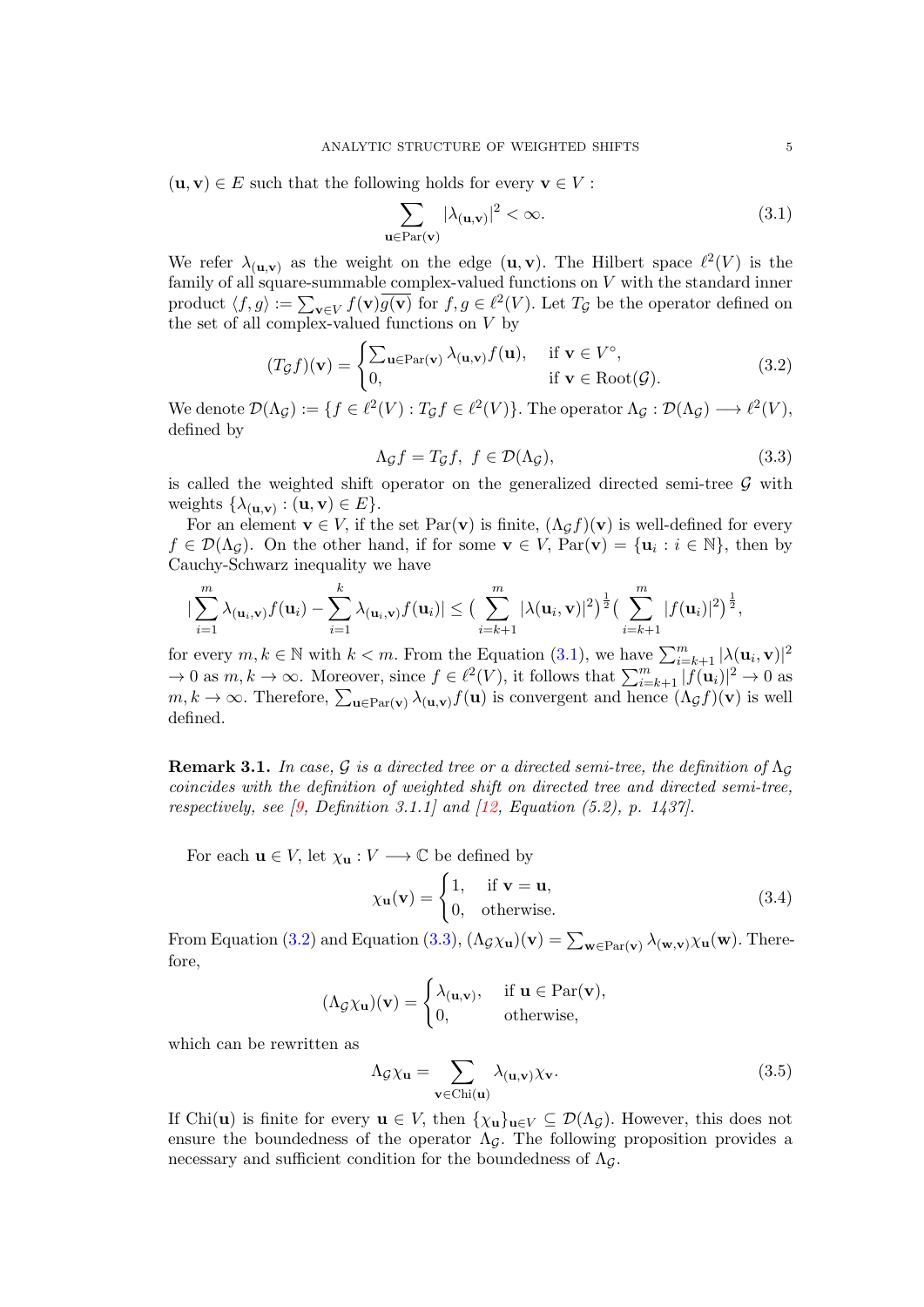$(\mathbf{u}, \mathbf{v}) \in E$ such that the following holds for every $\mathbf{v} \in V$ :

$$\sum_{\mathbf{u} \in \mathrm{Par}(\mathbf{v})} |\lambda_{(\mathbf{u},\mathbf{v})}|^2 < \infty. \tag{3.1}$$

We refer $\lambda_{(\mathbf{u},\mathbf{v})}$ as the weight on the edge $(\mathbf{u}, \mathbf{v})$. The Hilbert space $\ell^2(V)$ is the family of all square-summable complex-valued functions on $V$ with the standard inner product $\langle f, g\rangle := \sum_{\mathbf{v} \in V} f(\mathbf{v})\overline{g(\mathbf{v})}$ for $f, g \in \ell^2(V)$. Let $T_{\mathcal{G}}$ be the operator defined on the set of all complex-valued functions on $V$ by

$$(T_{\mathcal{G}} f)(\mathbf{v}) = \begin{cases} \sum_{\mathbf{u} \in \mathrm{Par}(\mathbf{v})} \lambda_{(\mathbf{u},\mathbf{v})} f(\mathbf{u}), & \text{if } \mathbf{v} \in V^{\circ}, \\ 0, & \text{if } \mathbf{v} \in \mathrm{Root}(\mathcal{G}). \end{cases} \tag{3.2}$$

We denote $\mathcal{D}(\Lambda_{\mathcal{G}}) := \{f \in \ell^2(V) : T_{\mathcal{G}} f \in \ell^2(V)\}$. The operator $\Lambda_{\mathcal{G}} : \mathcal{D}(\Lambda_{\mathcal{G}}) \longrightarrow \ell^2(V)$, defined by

$$\Lambda_{\mathcal{G}} f = T_{\mathcal{G}} f, \;\; f \in \mathcal{D}(\Lambda_{\mathcal{G}}), \tag{3.3}$$

is called the weighted shift operator on the generalized directed semi-tree $\mathcal{G}$ with weights $\{\lambda_{(\mathbf{u},\mathbf{v})} : (\mathbf{u}, \mathbf{v}) \in E\}$.

For an element $\mathbf{v} \in V$, if the set $\mathrm{Par}(\mathbf{v})$ is finite, $(\Lambda_{\mathcal{G}} f)(\mathbf{v})$ is well-defined for every $f \in \mathcal{D}(\Lambda_{\mathcal{G}})$. On the other hand, if for some $\mathbf{v} \in V$, $\mathrm{Par}(\mathbf{v}) = \{\mathbf{u}_i : i \in \mathbb{N}\}$, then by Cauchy-Schwarz inequality we have

$$|\sum_{i=1}^{m} \lambda_{(\mathbf{u}_i,\mathbf{v})} f(\mathbf{u}_i) - \sum_{i=1}^{k} \lambda_{(\mathbf{u}_i,\mathbf{v})} f(\mathbf{u}_i)| \le \big(\sum_{i=k+1}^{m} |\lambda(\mathbf{u}_i, \mathbf{v})|^2\big)^{\frac{1}{2}} \big(\sum_{i=k+1}^{m} |f(\mathbf{u}_i)|^2\big)^{\frac{1}{2}},$$

for every $m, k \in \mathbb{N}$ with $k < m$. From the Equation (3.1), we have $\sum_{i=k+1}^{m} |\lambda(\mathbf{u}_i, \mathbf{v})|^2 \to 0$ as $m, k \to \infty$. Moreover, since $f \in \ell^2(V)$, it follows that $\sum_{i=k+1}^{m} |f(\mathbf{u}_i)|^2 \to 0$ as $m, k \to \infty$. Therefore, $\sum_{\mathbf{u} \in \mathrm{Par}(\mathbf{v})} \lambda_{(\mathbf{u},\mathbf{v})} f(\mathbf{u})$ is convergent and hence $(\Lambda_{\mathcal{G}} f)(\mathbf{v})$ is well defined.

**Remark 3.1.** *In case, $\mathcal{G}$ is a directed tree or a directed semi-tree, the definition of $\Lambda_{\mathcal{G}}$ coincides with the definition of weighted shift on directed tree and directed semi-tree, respectively, see [9, Definition 3.1.1] and [12, Equation (5.2), p. 1437].*

For each $\mathbf{u} \in V$, let $\chi_{\mathbf{u}} : V \longrightarrow \mathbb{C}$ be defined by

$$\chi_{\mathbf{u}}(\mathbf{v}) = \begin{cases} 1, & \text{if } \mathbf{v} = \mathbf{u}, \\ 0, & \text{otherwise.} \end{cases} \tag{3.4}$$

From Equation (3.2) and Equation (3.3), $(\Lambda_{\mathcal{G}} \chi_{\mathbf{u}})(\mathbf{v}) = \sum_{\mathbf{w} \in \mathrm{Par}(\mathbf{v})} \lambda_{(\mathbf{w},\mathbf{v})} \chi_{\mathbf{u}}(\mathbf{w})$. Therefore,

$$(\Lambda_{\mathcal{G}} \chi_{\mathbf{u}})(\mathbf{v}) = \begin{cases} \lambda_{(\mathbf{u},\mathbf{v})}, & \text{if } \mathbf{u} \in \mathrm{Par}(\mathbf{v}), \\ 0, & \text{otherwise,} \end{cases}$$

which can be rewritten as

$$\Lambda_{\mathcal{G}} \chi_{\mathbf{u}} = \sum_{\mathbf{v} \in \mathrm{Chi}(\mathbf{u})} \lambda_{(\mathbf{u},\mathbf{v})} \chi_{\mathbf{v}}. \tag{3.5}$$

If $\mathrm{Chi}(\mathbf{u})$ is finite for every $\mathbf{u} \in V$, then $\{\chi_{\mathbf{u}}\}_{\mathbf{u} \in V} \subseteq \mathcal{D}(\Lambda_{\mathcal{G}})$. However, this does not ensure the boundedness of the operator $\Lambda_{\mathcal{G}}$. The following proposition provides a necessary and sufficient condition for the boundedness of $\Lambda_{\mathcal{G}}$.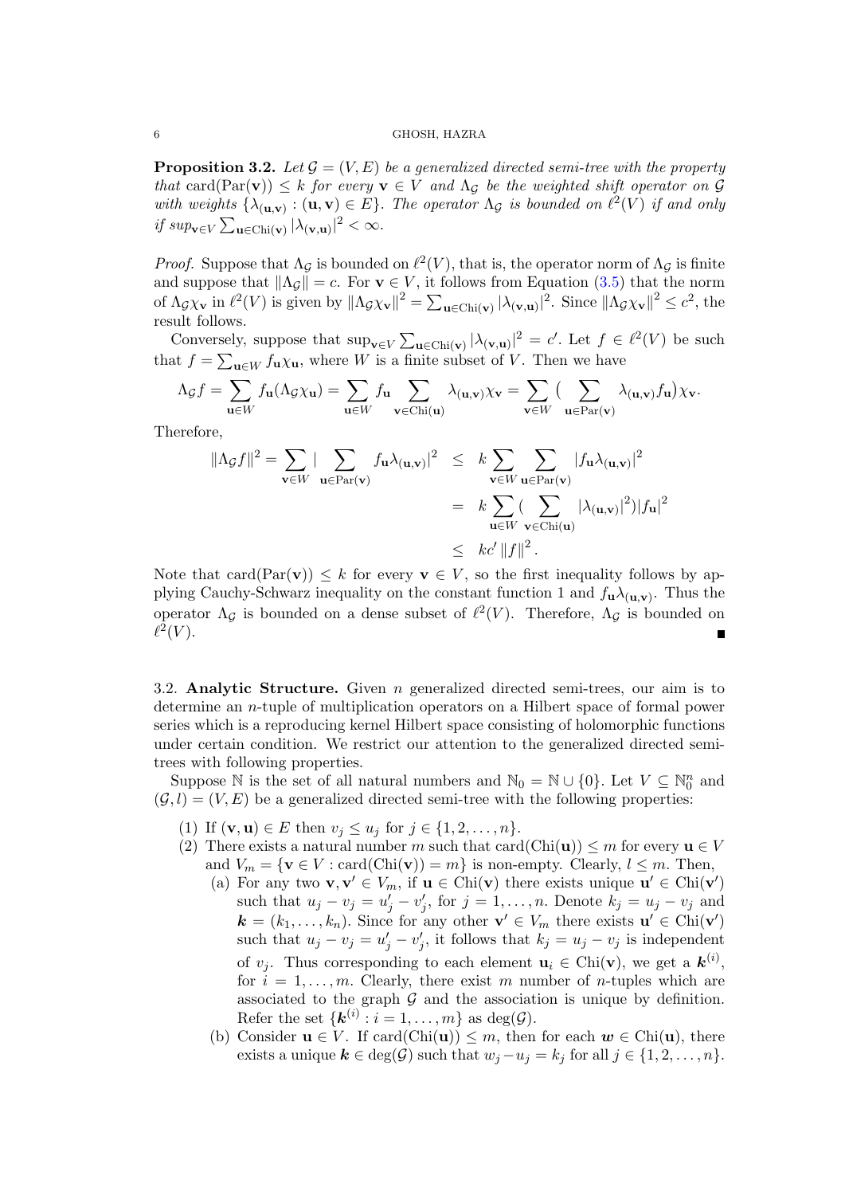**Proposition 3.2.** *Let $\mathcal{G} = (V, E)$ be a generalized directed semi-tree with the property that* $\text{card}(\text{Par}(\mathbf{v})) \leq k$ *for every* $\mathbf{v} \in V$ *and* $\Lambda_{\mathcal{G}}$ *be the weighted shift operator on* $\mathcal{G}$ *with weights* $\{\lambda_{(\mathbf{u},\mathbf{v})} : (\mathbf{u}, \mathbf{v}) \in E\}$. *The operator* $\Lambda_{\mathcal{G}}$ *is bounded on* $\ell^2(V)$ *if and only if* $sup_{\mathbf{v}\in V} \sum_{\mathbf{u}\in\text{Chi}(\mathbf{v})} |\lambda_{(\mathbf{v},\mathbf{u})}|^2 < \infty$.

*Proof.* Suppose that $\Lambda_{\mathcal{G}}$ is bounded on $\ell^2(V)$, that is, the operator norm of $\Lambda_{\mathcal{G}}$ is finite and suppose that $\|\Lambda_{\mathcal{G}}\| = c$. For $\mathbf{v} \in V$, it follows from Equation (3.5) that the norm of $\Lambda_{\mathcal{G}}\chi_{\mathbf{v}}$ in $\ell^2(V)$ is given by $\|\Lambda_{\mathcal{G}}\chi_{\mathbf{v}}\|^2 = \sum_{\mathbf{u}\in\text{Chi}(\mathbf{v})} |\lambda_{(\mathbf{v},\mathbf{u})}|^2$. Since $\|\Lambda_{\mathcal{G}}\chi_{\mathbf{v}}\|^2 \leq c^2$, the result follows.

Conversely, suppose that $\sup_{\mathbf{v}\in V} \sum_{\mathbf{u}\in\text{Chi}(\mathbf{v})} |\lambda_{(\mathbf{v},\mathbf{u})}|^2 = c'$. Let $f \in \ell^2(V)$ be such that $f = \sum_{\mathbf{u}\in W} f_{\mathbf{u}}\chi_{\mathbf{u}}$, where $W$ is a finite subset of $V$. Then we have

$$\Lambda_{\mathcal{G}} f = \sum_{\mathbf{u}\in W} f_{\mathbf{u}}(\Lambda_{\mathcal{G}}\chi_{\mathbf{u}}) = \sum_{\mathbf{u}\in W} f_{\mathbf{u}} \sum_{\mathbf{v}\in\text{Chi}(\mathbf{u})} \lambda_{(\mathbf{u},\mathbf{v})}\chi_{\mathbf{v}} = \sum_{\mathbf{v}\in W} \Big( \sum_{\mathbf{u}\in\text{Par}(\mathbf{v})} \lambda_{(\mathbf{u},\mathbf{v})} f_{\mathbf{u}} \Big) \chi_{\mathbf{v}}.$$

Therefore,

$$\begin{aligned}
\|\Lambda_{\mathcal{G}} f\|^2 = \sum_{\mathbf{v}\in W} \Big| \sum_{\mathbf{u}\in\text{Par}(\mathbf{v})} f_{\mathbf{u}}\lambda_{(\mathbf{u},\mathbf{v})} \Big|^2 &\leq k \sum_{\mathbf{v}\in W} \sum_{\mathbf{u}\in\text{Par}(\mathbf{v})} |f_{\mathbf{u}}\lambda_{(\mathbf{u},\mathbf{v})}|^2 \\
&= k \sum_{\mathbf{u}\in W} \Big( \sum_{\mathbf{v}\in\text{Chi}(\mathbf{u})} |\lambda_{(\mathbf{u},\mathbf{v})}|^2 \Big) |f_{\mathbf{u}}|^2 \\
&\leq kc' \|f\|^2.
\end{aligned}$$

Note that $\text{card}(\text{Par}(\mathbf{v})) \leq k$ for every $\mathbf{v} \in V$, so the first inequality follows by applying Cauchy-Schwarz inequality on the constant function 1 and $f_{\mathbf{u}}\lambda_{(\mathbf{u},\mathbf{v})}$. Thus the operator $\Lambda_{\mathcal{G}}$ is bounded on a dense subset of $\ell^2(V)$. Therefore, $\Lambda_{\mathcal{G}}$ is bounded on $\ell^2(V)$. ∎

3.2. **Analytic Structure.** Given $n$ generalized directed semi-trees, our aim is to determine an $n$-tuple of multiplication operators on a Hilbert space of formal power series which is a reproducing kernel Hilbert space consisting of holomorphic functions under certain condition. We restrict our attention to the generalized directed semi-trees with following properties.

Suppose $\mathbb{N}$ is the set of all natural numbers and $\mathbb{N}_0 = \mathbb{N} \cup \{0\}$. Let $V \subseteq \mathbb{N}_0^n$ and $(\mathcal{G}, l) = (V, E)$ be a generalized directed semi-tree with the following properties:

1. If $(\mathbf{v}, \mathbf{u}) \in E$ then $v_j \leq u_j$ for $j \in \{1, 2, \ldots, n\}$.
2. There exists a natural number $m$ such that $\text{card}(\text{Chi}(\mathbf{u})) \leq m$ for every $\mathbf{u} \in V$ and $V_m = \{\mathbf{v} \in V : \text{card}(\text{Chi}(\mathbf{v})) = m\}$ is non-empty. Clearly, $l \leq m$. Then,
   (a) For any two $\mathbf{v}, \mathbf{v}' \in V_m$, if $\mathbf{u} \in \text{Chi}(\mathbf{v})$ there exists unique $\mathbf{u}' \in \text{Chi}(\mathbf{v}')$ such that $u_j - v_j = u'_j - v'_j$, for $j = 1, \ldots, n$. Denote $k_j = u_j - v_j$ and $\boldsymbol{k} = (k_1, \ldots, k_n)$. Since for any other $\mathbf{v}' \in V_m$ there exists $\mathbf{u}' \in \text{Chi}(\mathbf{v}')$ such that $u_j - v_j = u'_j - v'_j$, it follows that $k_j = u_j - v_j$ is independent of $v_j$. Thus corresponding to each element $\mathbf{u}_i \in \text{Chi}(\mathbf{v})$, we get a $\boldsymbol{k}^{(i)}$, for $i = 1, \ldots, m$. Clearly, there exist $m$ number of $n$-tuples which are associated to the graph $\mathcal{G}$ and the association is unique by definition. Refer the set $\{\boldsymbol{k}^{(i)} : i = 1, \ldots, m\}$ as $\deg(\mathcal{G})$.
   (b) Consider $\mathbf{u} \in V$. If $\text{card}(\text{Chi}(\mathbf{u})) \leq m$, then for each $\boldsymbol{w} \in \text{Chi}(\mathbf{u})$, there exists a unique $\boldsymbol{k} \in \deg(\mathcal{G})$ such that $w_j - u_j = k_j$ for all $j \in \{1, 2, \ldots, n\}$.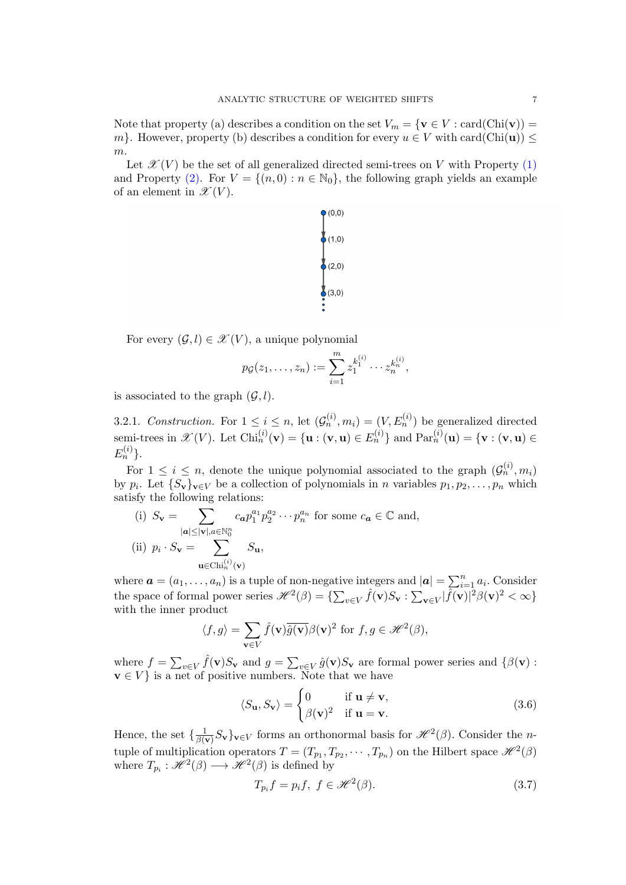Note that property (a) describes a condition on the set $V_m = \{\mathbf{v} \in V : \text{card}(\text{Chi}(\mathbf{v})) = m\}$. However, property (b) describes a condition for every $u \in V$ with $\text{card}(\text{Chi}(\mathbf{u})) \leq m$.

Let $\mathscr{X}(V)$ be the set of all generalized directed semi-trees on $V$ with Property (1) and Property (2). For $V = \{(n, 0) : n \in \mathbb{N}_0\}$, the following graph yields an example of an element in $\mathscr{X}(V)$.

For every $(\mathcal{G}, l) \in \mathscr{X}(V)$, a unique polynomial

$$p_{\mathcal{G}}(z_1, \ldots, z_n) := \sum_{i=1}^{m} z_1^{k_1^{(i)}} \cdots z_n^{k_n^{(i)}},$$

is associated to the graph $(\mathcal{G}, l)$.

3.2.1. *Construction.* For $1 \leq i \leq n$, let $(\mathcal{G}_n^{(i)}, m_i) = (V, E_n^{(i)})$ be generalized directed semi-trees in $\mathscr{X}(V)$. Let $\text{Chi}_n^{(i)}(\mathbf{v}) = \{\mathbf{u} : (\mathbf{v}, \mathbf{u}) \in E_n^{(i)}\}$ and $\text{Par}_n^{(i)}(\mathbf{u}) = \{\mathbf{v} : (\mathbf{v}, \mathbf{u}) \in E_n^{(i)}\}$.

For $1 \leq i \leq n$, denote the unique polynomial associated to the graph $(\mathcal{G}_n^{(i)}, m_i)$ by $p_i$. Let $\{S_{\mathbf{v}}\}_{\mathbf{v} \in V}$ be a collection of polynomials in $n$ variables $p_1, p_2, \ldots, p_n$ which satisfy the following relations:

(i) $S_{\mathbf{v}} = \displaystyle\sum_{|\boldsymbol{a}| \leq |\mathbf{v}|, \boldsymbol{a} \in \mathbb{N}_0^n} c_{\boldsymbol{a}} p_1^{a_1} p_2^{a_2} \cdots p_n^{a_n}$ for some $c_{\boldsymbol{a}} \in \mathbb{C}$ and,

(ii) $p_i \cdot S_{\mathbf{v}} = \displaystyle\sum_{\mathbf{u} \in \text{Chi}_n^{(i)}(\mathbf{v})} S_{\mathbf{u}}$,

where $\boldsymbol{a} = (a_1, \ldots, a_n)$ is a tuple of non-negative integers and $|\boldsymbol{a}| = \sum_{i=1}^n a_i$. Consider the space of formal power series $\mathscr{H}^2(\beta) = \{\sum_{v \in V} \hat{f}(\mathbf{v}) S_{\mathbf{v}} : \sum_{\mathbf{v} \in V} |\hat{f}(\mathbf{v})|^2 \beta(\mathbf{v})^2 < \infty\}$ with the inner product

$$\langle f, g \rangle = \sum_{\mathbf{v} \in V} \hat{f}(\mathbf{v}) \overline{\hat{g}(\mathbf{v})} \beta(\mathbf{v})^2 \text{ for } f, g \in \mathscr{H}^2(\beta),$$

where $f = \sum_{v \in V} \hat{f}(\mathbf{v}) S_{\mathbf{v}}$ and $g = \sum_{v \in V} \hat{g}(\mathbf{v}) S_{\mathbf{v}}$ are formal power series and $\{\beta(\mathbf{v}) : \mathbf{v} \in V\}$ is a net of positive numbers. Note that we have

$$\langle S_{\mathbf{u}}, S_{\mathbf{v}} \rangle = \begin{cases} 0 & \text{if } \mathbf{u} \neq \mathbf{v}, \\ \beta(\mathbf{v})^2 & \text{if } \mathbf{u} = \mathbf{v}. \end{cases} \tag{3.6}$$

Hence, the set $\{\frac{1}{\beta(\mathbf{v})} S_{\mathbf{v}}\}_{\mathbf{v} \in V}$ forms an orthonormal basis for $\mathscr{H}^2(\beta)$. Consider the $n$-tuple of multiplication operators $T = (T_{p_1}, T_{p_2}, \cdots, T_{p_n})$ on the Hilbert space $\mathscr{H}^2(\beta)$ where $T_{p_i} : \mathscr{H}^2(\beta) \longrightarrow \mathscr{H}^2(\beta)$ is defined by

$$T_{p_i} f = p_i f, \; f \in \mathscr{H}^2(\beta). \tag{3.7}$$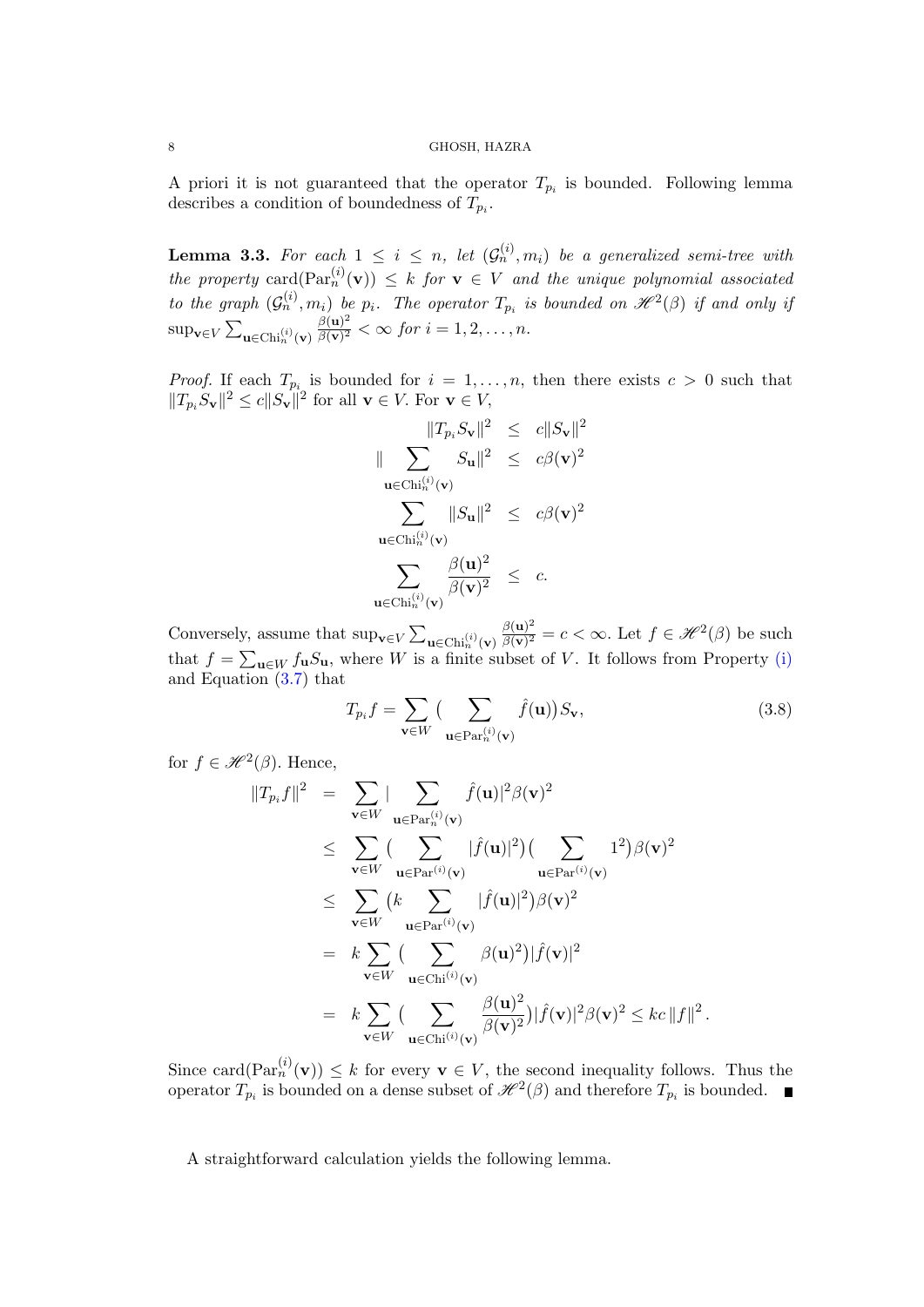A priori it is not guaranteed that the operator $T_{p_i}$ is bounded. Following lemma describes a condition of boundedness of $T_{p_i}$.

**Lemma 3.3.** *For each $1 \leq i \leq n$, let $(\mathcal{G}_n^{(i)}, m_i)$ be a generalized semi-tree with the property $\operatorname{card}(\operatorname{Par}_n^{(i)}(\mathbf{v})) \leq k$ for $\mathbf{v} \in V$ and the unique polynomial associated to the graph $(\mathcal{G}_n^{(i)}, m_i)$ be $p_i$. The operator $T_{p_i}$ is bounded on $\mathscr{H}^2(\beta)$ if and only if $\sup_{\mathbf{v}\in V} \sum_{\mathbf{u}\in \operatorname{Chi}_n^{(i)}(\mathbf{v})} \frac{\beta(\mathbf{u})^2}{\beta(\mathbf{v})^2} < \infty$ for $i = 1, 2, \ldots, n$.*

*Proof.* If each $T_{p_i}$ is bounded for $i = 1, \ldots, n$, then there exists $c > 0$ such that $\|T_{p_i} S_{\mathbf{v}}\|^2 \leq c\|S_{\mathbf{v}}\|^2$ for all $\mathbf{v} \in V$. For $\mathbf{v} \in V$,

$$
\begin{aligned}
\|T_{p_i} S_{\mathbf{v}}\|^2 &\leq c\|S_{\mathbf{v}}\|^2 \\
\Big\| \sum_{\mathbf{u}\in \operatorname{Chi}_n^{(i)}(\mathbf{v})} S_{\mathbf{u}} \Big\|^2 &\leq c\beta(\mathbf{v})^2 \\
\sum_{\mathbf{u}\in \operatorname{Chi}_n^{(i)}(\mathbf{v})} \|S_{\mathbf{u}}\|^2 &\leq c\beta(\mathbf{v})^2 \\
\sum_{\mathbf{u}\in \operatorname{Chi}_n^{(i)}(\mathbf{v})} \frac{\beta(\mathbf{u})^2}{\beta(\mathbf{v})^2} &\leq c.
\end{aligned}
$$

Conversely, assume that $\sup_{\mathbf{v}\in V} \sum_{\mathbf{u}\in \operatorname{Chi}_n^{(i)}(\mathbf{v})} \frac{\beta(\mathbf{u})^2}{\beta(\mathbf{v})^2} = c < \infty$. Let $f \in \mathscr{H}^2(\beta)$ be such that $f = \sum_{\mathbf{u}\in W} f_{\mathbf{u}} S_{\mathbf{u}}$, where $W$ is a finite subset of $V$. It follows from Property (i) and Equation (3.7) that

$$
T_{p_i} f = \sum_{\mathbf{v}\in W} \Big( \sum_{\mathbf{u}\in \operatorname{Par}_n^{(i)}(\mathbf{v})} \hat{f}(\mathbf{u}) \Big) S_{\mathbf{v}}, \tag{3.8}
$$

for $f \in \mathscr{H}^2(\beta)$. Hence,

$$
\begin{aligned}
\|T_{p_i} f\|^2 &= \sum_{\mathbf{v}\in W} \Big| \sum_{\mathbf{u}\in \operatorname{Par}_n^{(i)}(\mathbf{v})} \hat{f}(\mathbf{u}) \Big|^2 \beta(\mathbf{v})^2 \\
&\leq \sum_{\mathbf{v}\in W} \Big( \sum_{\mathbf{u}\in \operatorname{Par}^{(i)}(\mathbf{v})} |\hat{f}(\mathbf{u})|^2 \Big) \Big( \sum_{\mathbf{u}\in \operatorname{Par}^{(i)}(\mathbf{v})} 1^2 \Big) \beta(\mathbf{v})^2 \\
&\leq \sum_{\mathbf{v}\in W} \Big( k \sum_{\mathbf{u}\in \operatorname{Par}^{(i)}(\mathbf{v})} |\hat{f}(\mathbf{u})|^2 \Big) \beta(\mathbf{v})^2 \\
&= k \sum_{\mathbf{v}\in W} \Big( \sum_{\mathbf{u}\in \operatorname{Chi}^{(i)}(\mathbf{v})} \beta(\mathbf{u})^2 \Big) |\hat{f}(\mathbf{v})|^2 \\
&= k \sum_{\mathbf{v}\in W} \Big( \sum_{\mathbf{u}\in \operatorname{Chi}^{(i)}(\mathbf{v})} \frac{\beta(\mathbf{u})^2}{\beta(\mathbf{v})^2} \Big) |\hat{f}(\mathbf{v})|^2 \beta(\mathbf{v})^2 \leq kc\,\|f\|^2.
\end{aligned}
$$

Since $\operatorname{card}(\operatorname{Par}_n^{(i)}(\mathbf{v})) \leq k$ for every $\mathbf{v} \in V$, the second inequality follows. Thus the operator $T_{p_i}$ is bounded on a dense subset of $\mathscr{H}^2(\beta)$ and therefore $T_{p_i}$ is bounded. ∎

A straightforward calculation yields the following lemma.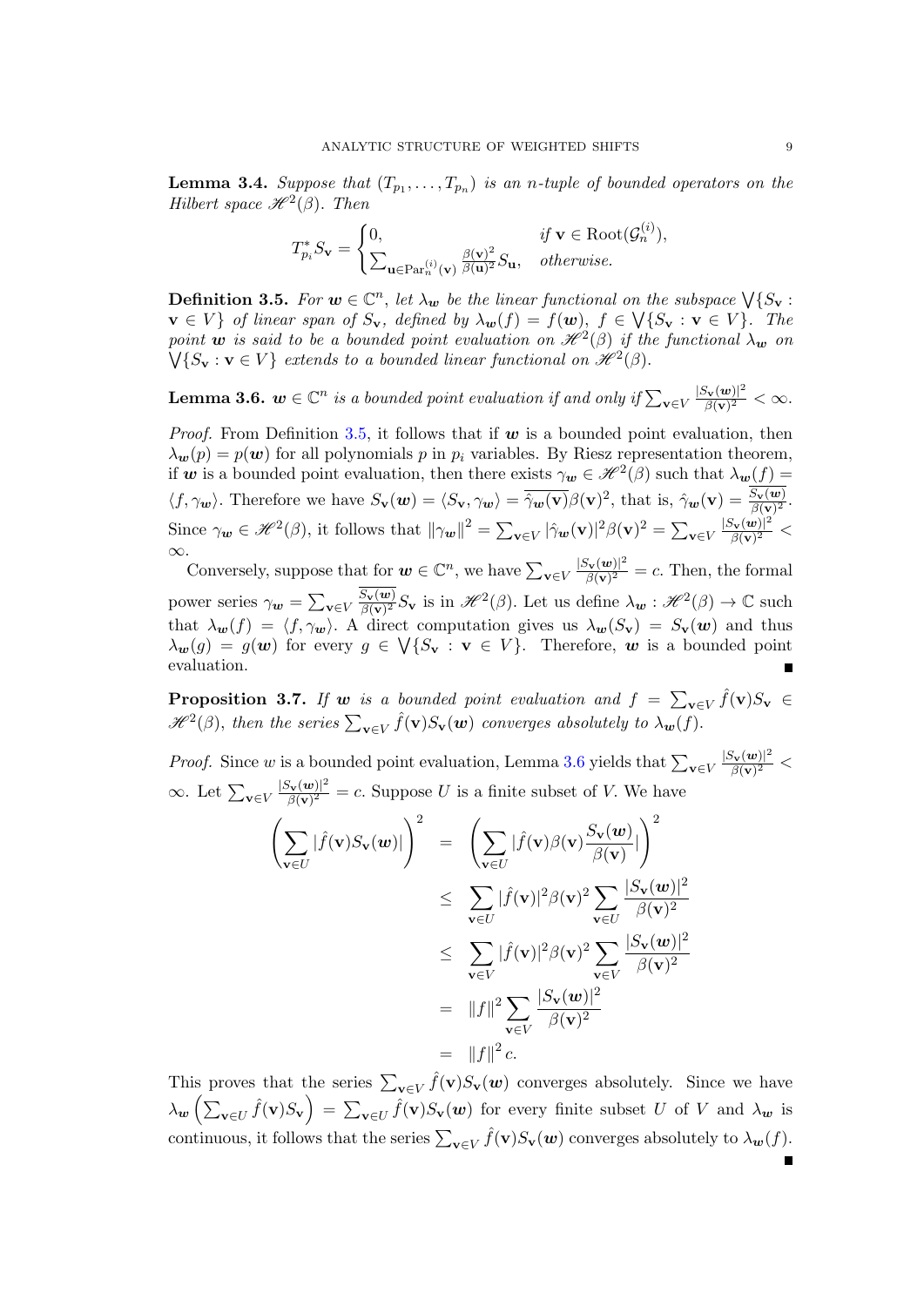**Lemma 3.4.** *Suppose that $(T_{p_1}, \ldots, T_{p_n})$ is an $n$-tuple of bounded operators on the Hilbert space $\mathscr{H}^2(\beta)$. Then*

$$T_{p_i}^* S_{\mathbf{v}} = \begin{cases} 0, & \text{if } \mathbf{v} \in \operatorname{Root}(\mathcal{G}_n^{(i)}), \\ \sum_{\mathbf{u} \in \operatorname{Par}_n^{(i)}(\mathbf{v})} \frac{\beta(\mathbf{v})^2}{\beta(\mathbf{u})^2} S_{\mathbf{u}}, & \text{otherwise.} \end{cases}$$

**Definition 3.5.** *For $\boldsymbol{w} \in \mathbb{C}^n$, let $\lambda_{\boldsymbol{w}}$ be the linear functional on the subspace $\bigvee\{S_{\mathbf{v}} : \mathbf{v} \in V\}$ of linear span of $S_{\mathbf{v}}$, defined by $\lambda_{\boldsymbol{w}}(f) = f(\boldsymbol{w})$, $f \in \bigvee\{S_{\mathbf{v}} : \mathbf{v} \in V\}$. The point $\boldsymbol{w}$ is said to be a bounded point evaluation on $\mathscr{H}^2(\beta)$ if the functional $\lambda_{\boldsymbol{w}}$ on $\bigvee\{S_{\mathbf{v}} : \mathbf{v} \in V\}$ extends to a bounded linear functional on $\mathscr{H}^2(\beta)$.*

**Lemma 3.6.** *$\boldsymbol{w} \in \mathbb{C}^n$ is a bounded point evaluation if and only if $\sum_{\mathbf{v} \in V} \frac{|S_{\mathbf{v}}(\boldsymbol{w})|^2}{\beta(\mathbf{v})^2} < \infty$.*

*Proof.* From Definition 3.5, it follows that if $\boldsymbol{w}$ is a bounded point evaluation, then $\lambda_{\boldsymbol{w}}(p) = p(\boldsymbol{w})$ for all polynomials $p$ in $p_i$ variables. By Riesz representation theorem, if $\boldsymbol{w}$ is a bounded point evaluation, then there exists $\gamma_{\boldsymbol{w}} \in \mathscr{H}^2(\beta)$ such that $\lambda_{\boldsymbol{w}}(f) = \langle f, \gamma_{\boldsymbol{w}} \rangle$. Therefore we have $S_{\mathbf{v}}(\boldsymbol{w}) = \langle S_{\mathbf{v}}, \gamma_{\boldsymbol{w}} \rangle = \overline{\hat{\gamma}_{\boldsymbol{w}}(\mathbf{v})} \beta(\mathbf{v})^2$, that is, $\hat{\gamma}_{\boldsymbol{w}}(\mathbf{v}) = \frac{\overline{S_{\mathbf{v}}(\boldsymbol{w})}}{\beta(\mathbf{v})^2}$. Since $\gamma_{\boldsymbol{w}} \in \mathscr{H}^2(\beta)$, it follows that $\|\gamma_{\boldsymbol{w}}\|^2 = \sum_{\mathbf{v} \in V} |\hat{\gamma}_{\boldsymbol{w}}(\mathbf{v})|^2 \beta(\mathbf{v})^2 = \sum_{\mathbf{v} \in V} \frac{|S_{\mathbf{v}}(\boldsymbol{w})|^2}{\beta(\mathbf{v})^2} < \infty$.

Conversely, suppose that for $\boldsymbol{w} \in \mathbb{C}^n$, we have $\sum_{\mathbf{v} \in V} \frac{|S_{\mathbf{v}}(\boldsymbol{w})|^2}{\beta(\mathbf{v})^2} = c$. Then, the formal power series $\gamma_{\boldsymbol{w}} = \sum_{\mathbf{v} \in V} \frac{\overline{S_{\mathbf{v}}(\boldsymbol{w})}}{\beta(\mathbf{v})^2} S_{\mathbf{v}}$ is in $\mathscr{H}^2(\beta)$. Let us define $\lambda_{\boldsymbol{w}} : \mathscr{H}^2(\beta) \to \mathbb{C}$ such that $\lambda_{\boldsymbol{w}}(f) = \langle f, \gamma_{\boldsymbol{w}} \rangle$. A direct computation gives us $\lambda_{\boldsymbol{w}}(S_{\mathbf{v}}) = S_{\mathbf{v}}(\boldsymbol{w})$ and thus $\lambda_{\boldsymbol{w}}(g) = g(\boldsymbol{w})$ for every $g \in \bigvee\{S_{\mathbf{v}} : \mathbf{v} \in V\}$. Therefore, $\boldsymbol{w}$ is a bounded point evaluation. ∎

**Proposition 3.7.** *If $\boldsymbol{w}$ is a bounded point evaluation and $f = \sum_{\mathbf{v} \in V} \hat{f}(\mathbf{v}) S_{\mathbf{v}} \in \mathscr{H}^2(\beta)$, then the series $\sum_{\mathbf{v} \in V} \hat{f}(\mathbf{v}) S_{\mathbf{v}}(\boldsymbol{w})$ converges absolutely to $\lambda_{\boldsymbol{w}}(f)$.*

*Proof.* Since $w$ is a bounded point evaluation, Lemma 3.6 yields that $\sum_{\mathbf{v} \in V} \frac{|S_{\mathbf{v}}(\boldsymbol{w})|^2}{\beta(\mathbf{v})^2} < \infty$. Let $\sum_{\mathbf{v} \in V} \frac{|S_{\mathbf{v}}(\boldsymbol{w})|^2}{\beta(\mathbf{v})^2} = c$. Suppose $U$ is a finite subset of $V$. We have

$$\begin{aligned}
\left( \sum_{\mathbf{v} \in U} |\hat{f}(\mathbf{v}) S_{\mathbf{v}}(\boldsymbol{w})| \right)^2 &= \left( \sum_{\mathbf{v} \in U} |\hat{f}(\mathbf{v}) \beta(\mathbf{v}) \frac{S_{\mathbf{v}}(\boldsymbol{w})}{\beta(\mathbf{v})}| \right)^2 \\
&\leq \sum_{\mathbf{v} \in U} |\hat{f}(\mathbf{v})|^2 \beta(\mathbf{v})^2 \sum_{\mathbf{v} \in U} \frac{|S_{\mathbf{v}}(\boldsymbol{w})|^2}{\beta(\mathbf{v})^2} \\
&\leq \sum_{\mathbf{v} \in V} |\hat{f}(\mathbf{v})|^2 \beta(\mathbf{v})^2 \sum_{\mathbf{v} \in V} \frac{|S_{\mathbf{v}}(\boldsymbol{w})|^2}{\beta(\mathbf{v})^2} \\
&= \|f\|^2 \sum_{\mathbf{v} \in V} \frac{|S_{\mathbf{v}}(\boldsymbol{w})|^2}{\beta(\mathbf{v})^2} \\
&= \|f\|^2 c.
\end{aligned}$$

This proves that the series $\sum_{\mathbf{v} \in V} \hat{f}(\mathbf{v}) S_{\mathbf{v}}(\boldsymbol{w})$ converges absolutely. Since we have $\lambda_{\boldsymbol{w}} \left( \sum_{\mathbf{v} \in U} \hat{f}(\mathbf{v}) S_{\mathbf{v}} \right) = \sum_{\mathbf{v} \in U} \hat{f}(\mathbf{v}) S_{\mathbf{v}}(\boldsymbol{w})$ for every finite subset $U$ of $V$ and $\lambda_{\boldsymbol{w}}$ is continuous, it follows that the series $\sum_{\mathbf{v} \in V} \hat{f}(\mathbf{v}) S_{\mathbf{v}}(\boldsymbol{w})$ converges absolutely to $\lambda_{\boldsymbol{w}}(f)$. ∎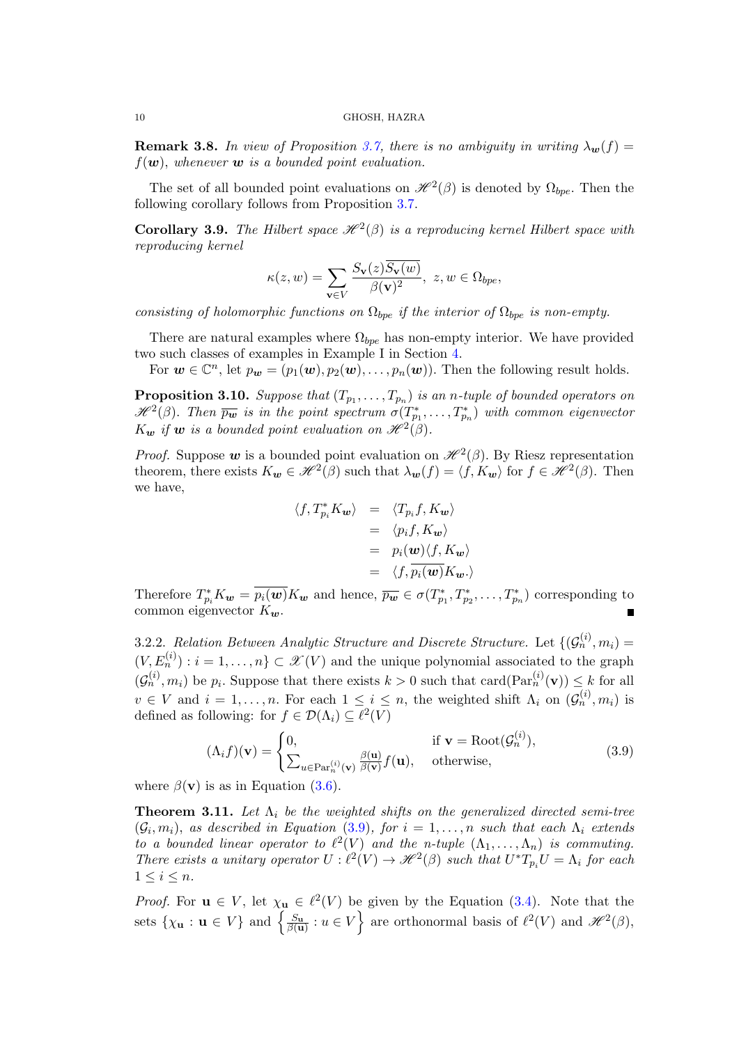**Remark 3.8.** *In view of Proposition 3.7, there is no ambiguity in writing $\lambda_{\boldsymbol{w}}(f) = f(\boldsymbol{w})$, whenever $\boldsymbol{w}$ is a bounded point evaluation.*

The set of all bounded point evaluations on $\mathscr{H}^2(\beta)$ is denoted by $\Omega_{bpe}$. Then the following corollary follows from Proposition 3.7.

**Corollary 3.9.** *The Hilbert space $\mathscr{H}^2(\beta)$ is a reproducing kernel Hilbert space with reproducing kernel*

$$\kappa(z, w) = \sum_{\mathbf{v} \in V} \frac{S_{\mathbf{v}}(z)\overline{S_{\mathbf{v}}(w)}}{\beta(\mathbf{v})^2}, \ z, w \in \Omega_{bpe},$$

*consisting of holomorphic functions on $\Omega_{bpe}$ if the interior of $\Omega_{bpe}$ is non-empty.*

There are natural examples where $\Omega_{bpe}$ has non-empty interior. We have provided two such classes of examples in Example I in Section 4.

For $\boldsymbol{w} \in \mathbb{C}^n$, let $p_{\boldsymbol{w}} = (p_1(\boldsymbol{w}), p_2(\boldsymbol{w}), \ldots, p_n(\boldsymbol{w}))$. Then the following result holds.

**Proposition 3.10.** *Suppose that $(T_{p_1}, \ldots, T_{p_n})$ is an $n$-tuple of bounded operators on $\mathscr{H}^2(\beta)$. Then $\overline{p_{\boldsymbol{w}}}$ is in the point spectrum $\sigma(T^*_{p_1}, \ldots, T^*_{p_n})$ with common eigenvector $K_{\boldsymbol{w}}$ if $\boldsymbol{w}$ is a bounded point evaluation on $\mathscr{H}^2(\beta)$.*

*Proof.* Suppose $\boldsymbol{w}$ is a bounded point evaluation on $\mathscr{H}^2(\beta)$. By Riesz representation theorem, there exists $K_{\boldsymbol{w}} \in \mathscr{H}^2(\beta)$ such that $\lambda_{\boldsymbol{w}}(f) = \langle f, K_{\boldsymbol{w}} \rangle$ for $f \in \mathscr{H}^2(\beta)$. Then we have,

$$\begin{aligned}
\langle f, T^*_{p_i} K_{\boldsymbol{w}} \rangle &= \langle T_{p_i} f, K_{\boldsymbol{w}} \rangle \\
&= \langle p_i f, K_{\boldsymbol{w}} \rangle \\
&= p_i(\boldsymbol{w}) \langle f, K_{\boldsymbol{w}} \rangle \\
&= \langle f, \overline{p_i(\boldsymbol{w})} K_{\boldsymbol{w}}. \rangle
\end{aligned}$$

Therefore $T^*_{p_i} K_{\boldsymbol{w}} = \overline{p_i(\boldsymbol{w})} K_{\boldsymbol{w}}$ and hence, $\overline{p_{\boldsymbol{w}}} \in \sigma(T^*_{p_1}, T^*_{p_2}, \ldots, T^*_{p_n})$ corresponding to common eigenvector $K_{\boldsymbol{w}}$. ■

3.2.2. *Relation Between Analytic Structure and Discrete Structure.* Let $\{(\mathcal{G}_n^{(i)}, m_i) = (V, E_n^{(i)}) : i = 1, \ldots, n\} \subset \mathscr{X}(V)$ and the unique polynomial associated to the graph $(\mathcal{G}_n^{(i)}, m_i)$ be $p_i$. Suppose that there exists $k > 0$ such that $\text{card}(\text{Par}_n^{(i)}(\mathbf{v})) \leq k$ for all $v \in V$ and $i = 1, \ldots, n$. For each $1 \leq i \leq n$, the weighted shift $\Lambda_i$ on $(\mathcal{G}_n^{(i)}, m_i)$ is defined as following: for $f \in \mathcal{D}(\Lambda_i) \subseteq \ell^2(V)$

$$(\Lambda_i f)(\mathbf{v}) = \begin{cases} 0, & \text{if } \mathbf{v} = \text{Root}(\mathcal{G}_n^{(i)}), \\ \sum_{u \in \text{Par}_n^{(i)}(\mathbf{v})} \frac{\beta(\mathbf{u})}{\beta(\mathbf{v})} f(\mathbf{u}), & \text{otherwise}, \end{cases} \tag{3.9}$$

where $\beta(\mathbf{v})$ is as in Equation (3.6).

**Theorem 3.11.** *Let $\Lambda_i$ be the weighted shifts on the generalized directed semi-tree $(\mathcal{G}_i, m_i)$, as described in Equation (3.9), for $i = 1, \ldots, n$ such that each $\Lambda_i$ extends to a bounded linear operator to $\ell^2(V)$ and the $n$-tuple $(\Lambda_1, \ldots, \Lambda_n)$ is commuting. There exists a unitary operator $U : \ell^2(V) \to \mathscr{H}^2(\beta)$ such that $U^* T_{p_i} U = \Lambda_i$ for each $1 \leq i \leq n$.*

*Proof.* For $\mathbf{u} \in V$, let $\chi_{\mathbf{u}} \in \ell^2(V)$ be given by the Equation (3.4). Note that the sets $\{\chi_{\mathbf{u}} : \mathbf{u} \in V\}$ and $\left\{\frac{S_{\mathbf{u}}}{\beta(\mathbf{u})} : u \in V\right\}$ are orthonormal basis of $\ell^2(V)$ and $\mathscr{H}^2(\beta)$,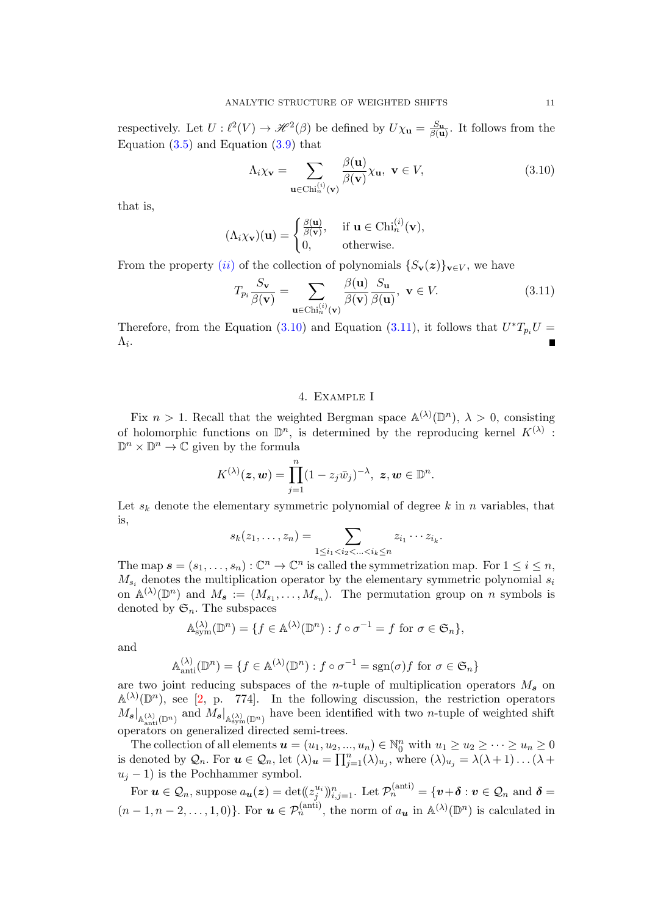respectively. Let $U : \ell^2(V) \to \mathscr{H}^2(\beta)$ be defined by $U\chi_{\mathbf{u}} = \frac{S_{\mathbf{u}}}{\beta(\mathbf{u})}$. It follows from the Equation (3.5) and Equation (3.9) that

$$\Lambda_i \chi_{\mathbf{v}} = \sum_{\mathbf{u} \in \mathrm{Chi}_n^{(i)}(\mathbf{v})} \frac{\beta(\mathbf{u})}{\beta(\mathbf{v})} \chi_{\mathbf{u}}, \ \mathbf{v} \in V, \tag{3.10}$$

that is,

$$(\Lambda_i \chi_{\mathbf{v}})(\mathbf{u}) = \begin{cases} \frac{\beta(\mathbf{u})}{\beta(\mathbf{v})}, & \text{if } \mathbf{u} \in \mathrm{Chi}_n^{(i)}(\mathbf{v}), \\ 0, & \text{otherwise.} \end{cases}$$

From the property *(ii)* of the collection of polynomials $\{S_{\mathbf{v}}(\boldsymbol{z})\}_{\mathbf{v} \in V}$, we have

$$T_{p_i} \frac{S_{\mathbf{v}}}{\beta(\mathbf{v})} = \sum_{\mathbf{u} \in \mathrm{Chi}_n^{(i)}(\mathbf{v})} \frac{\beta(\mathbf{u})}{\beta(\mathbf{v})} \frac{S_{\mathbf{u}}}{\beta(\mathbf{u})}, \ \mathbf{v} \in V. \tag{3.11}$$

Therefore, from the Equation (3.10) and Equation (3.11), it follows that $U^* T_{p_i} U = \Lambda_i$. ∎

## 4. Example I

Fix $n > 1$. Recall that the weighted Bergman space $\mathbb{A}^{(\lambda)}(\mathbb{D}^n)$, $\lambda > 0$, consisting of holomorphic functions on $\mathbb{D}^n$, is determined by the reproducing kernel $K^{(\lambda)} : \mathbb{D}^n \times \mathbb{D}^n \to \mathbb{C}$ given by the formula

$$K^{(\lambda)}(\boldsymbol{z}, \boldsymbol{w}) = \prod_{j=1}^{n} (1 - z_j \bar{w}_j)^{-\lambda}, \ \boldsymbol{z}, \boldsymbol{w} \in \mathbb{D}^n.$$

Let $s_k$ denote the elementary symmetric polynomial of degree $k$ in $n$ variables, that is,

$$s_k(z_1, \ldots, z_n) = \sum_{1 \le i_1 < i_2 < \ldots < i_k \le n} z_{i_1} \cdots z_{i_k}.$$

The map $\boldsymbol{s} = (s_1, \ldots, s_n) : \mathbb{C}^n \to \mathbb{C}^n$ is called the symmetrization map. For $1 \le i \le n$, $M_{s_i}$ denotes the multiplication operator by the elementary symmetric polynomial $s_i$ on $\mathbb{A}^{(\lambda)}(\mathbb{D}^n)$ and $M_{\boldsymbol{s}} := (M_{s_1}, \ldots, M_{s_n})$. The permutation group on $n$ symbols is denoted by $\mathfrak{S}_n$. The subspaces

$$\mathbb{A}^{(\lambda)}_{\mathrm{sym}}(\mathbb{D}^n) = \{f \in \mathbb{A}^{(\lambda)}(\mathbb{D}^n) : f \circ \sigma^{-1} = f \text{ for } \sigma \in \mathfrak{S}_n\},$$

and

$$\mathbb{A}^{(\lambda)}_{\mathrm{anti}}(\mathbb{D}^n) = \{f \in \mathbb{A}^{(\lambda)}(\mathbb{D}^n) : f \circ \sigma^{-1} = \mathrm{sgn}(\sigma) f \text{ for } \sigma \in \mathfrak{S}_n\}$$

are two joint reducing subspaces of the $n$-tuple of multiplication operators $M_{\boldsymbol{s}}$ on $\mathbb{A}^{(\lambda)}(\mathbb{D}^n)$, see [2, p. 774]. In the following discussion, the restriction operators $M_{\boldsymbol{s}}|_{\mathbb{A}^{(\lambda)}_{\mathrm{anti}}(\mathbb{D}^n)}$ and $M_{\boldsymbol{s}}|_{\mathbb{A}^{(\lambda)}_{\mathrm{sym}}(\mathbb{D}^n)}$ have been identified with two $n$-tuple of weighted shift operators on generalized directed semi-trees.

The collection of all elements $\boldsymbol{u} = (u_1, u_2, ..., u_n) \in \mathbb{N}_0^n$ with $u_1 \ge u_2 \ge \cdots \ge u_n \ge 0$ is denoted by $\mathcal{Q}_n$. For $\boldsymbol{u} \in \mathcal{Q}_n$, let $(\lambda)_{\boldsymbol{u}} = \prod_{j=1}^{n} (\lambda)_{u_j}$, where $(\lambda)_{u_j} = \lambda(\lambda+1)\ldots(\lambda + u_j - 1)$ is the Pochhammer symbol.

For $\boldsymbol{u} \in \mathcal{Q}_n$, suppose $a_{\boldsymbol{u}}(\boldsymbol{z}) = \det(\!(z_j^{u_i})\!)_{i,j=1}^n$. Let $\mathcal{P}_n^{(\mathrm{anti})} = \{\boldsymbol{v} + \boldsymbol{\delta} : \boldsymbol{v} \in \mathcal{Q}_n \text{ and } \boldsymbol{\delta} = (n-1, n-2, \ldots, 1, 0)\}$. For $\boldsymbol{u} \in \mathcal{P}_n^{(\mathrm{anti})}$, the norm of $a_{\boldsymbol{u}}$ in $\mathbb{A}^{(\lambda)}(\mathbb{D}^n)$ is calculated in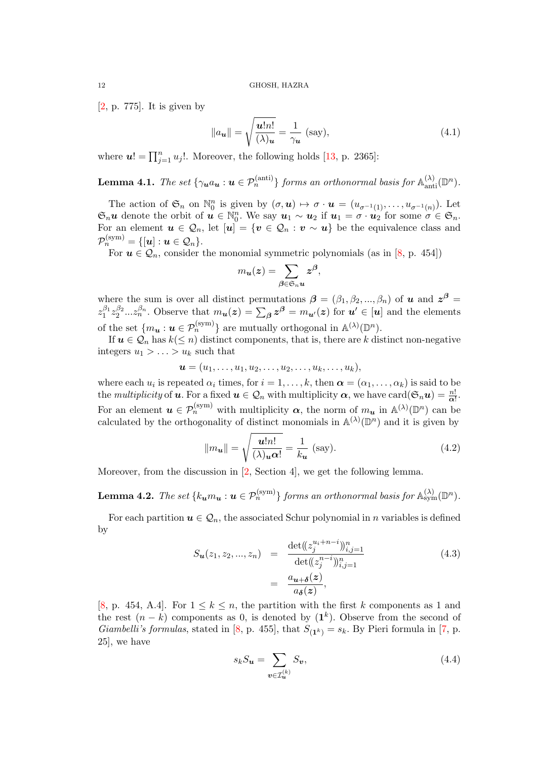[2, p. 775]. It is given by

$$\|a_{\boldsymbol{u}}\| = \sqrt{\frac{\boldsymbol{u}!n!}{(\lambda)_{\boldsymbol{u}}}} = \frac{1}{\gamma_{\boldsymbol{u}}} \text{ (say)}, \tag{4.1}$$

where $\boldsymbol{u}! = \prod_{j=1}^n u_j!$. Moreover, the following holds [13, p. 2365]:

**Lemma 4.1.** *The set* $\{\gamma_{\boldsymbol{u}} a_{\boldsymbol{u}} : \boldsymbol{u} \in \mathcal{P}_n^{(\text{anti})}\}$ *forms an orthonormal basis for* $\mathbb{A}_{\text{anti}}^{(\lambda)}(\mathbb{D}^n)$.

The action of $\mathfrak{S}_n$ on $\mathbb{N}_0^n$ is given by $(\sigma, \boldsymbol{u}) \mapsto \sigma \cdot \boldsymbol{u} = (u_{\sigma^{-1}(1)}, \ldots, u_{\sigma^{-1}(n)})$. Let $\mathfrak{S}_n \boldsymbol{u}$ denote the orbit of $\boldsymbol{u} \in \mathbb{N}_0^n$. We say $\boldsymbol{u}_1 \sim \boldsymbol{u}_2$ if $\boldsymbol{u}_1 = \sigma \cdot \boldsymbol{u}_2$ for some $\sigma \in \mathfrak{S}_n$. For an element $\boldsymbol{u} \in \mathcal{Q}_n$, let $[\boldsymbol{u}] = \{\boldsymbol{v} \in \mathcal{Q}_n : \boldsymbol{v} \sim \boldsymbol{u}\}$ be the equivalence class and $\mathcal{P}_n^{(\text{sym})} = \{[\boldsymbol{u}] : \boldsymbol{u} \in \mathcal{Q}_n\}$.

For $\boldsymbol{u} \in \mathcal{Q}_n$, consider the monomial symmetric polynomials (as in [8, p. 454])

$$m_{\boldsymbol{u}}(\boldsymbol{z}) = \sum_{\boldsymbol{\beta} \in \mathfrak{S}_n \boldsymbol{u}} \boldsymbol{z}^{\boldsymbol{\beta}},$$

where the sum is over all distinct permutations $\boldsymbol{\beta} = (\beta_1, \beta_2, ..., \beta_n)$ of $\boldsymbol{u}$ and $\boldsymbol{z}^{\boldsymbol{\beta}} = z_1^{\beta_1} z_2^{\beta_2} ... z_n^{\beta_n}$. Observe that $m_{\boldsymbol{u}}(\boldsymbol{z}) = \sum_{\boldsymbol{\beta}} \boldsymbol{z}^{\boldsymbol{\beta}} = m_{\boldsymbol{u}'}(\boldsymbol{z})$ for $\boldsymbol{u}' \in [\boldsymbol{u}]$ and the elements of the set $\{m_{\boldsymbol{u}} : \boldsymbol{u} \in \mathcal{P}_n^{(\text{sym})}\}$ are mutually orthogonal in $\mathbb{A}^{(\lambda)}(\mathbb{D}^n)$.

If $\boldsymbol{u} \in \mathcal{Q}_n$ has $k(\leq n)$ distinct components, that is, there are $k$ distinct non-negative integers $u_1 > \ldots > u_k$ such that

$$\boldsymbol{u} = (u_1, \ldots, u_1, u_2, \ldots, u_2, \ldots, u_k, \ldots, u_k),$$

where each $u_i$ is repeated $\alpha_i$ times, for $i = 1, \ldots, k$, then $\boldsymbol{\alpha} = (\alpha_1, \ldots, \alpha_k)$ is said to be the *multiplicity* of $\boldsymbol{u}$. For a fixed $\boldsymbol{u} \in \mathcal{Q}_n$ with multiplicity $\boldsymbol{\alpha}$, we have $\text{card}(\mathfrak{S}_n \boldsymbol{u}) = \frac{n!}{\boldsymbol{\alpha}!}$. For an element $\boldsymbol{u} \in \mathcal{P}_n^{(\text{sym})}$ with multiplicity $\boldsymbol{\alpha}$, the norm of $m_{\boldsymbol{u}}$ in $\mathbb{A}^{(\lambda)}(\mathbb{D}^n)$ can be calculated by the orthogonality of distinct monomials in $\mathbb{A}^{(\lambda)}(\mathbb{D}^n)$ and it is given by

$$\|m_{\boldsymbol{u}}\| = \sqrt{\frac{\boldsymbol{u}!n!}{(\lambda)_{\boldsymbol{u}} \boldsymbol{\alpha}!}} = \frac{1}{k_{\boldsymbol{u}}} \text{ (say)}. \tag{4.2}$$

Moreover, from the discussion in [2, Section 4], we get the following lemma.

**Lemma 4.2.** *The set* $\{k_{\boldsymbol{u}} m_{\boldsymbol{u}} : \boldsymbol{u} \in \mathcal{P}_n^{(\text{sym})}\}$ *forms an orthonormal basis for* $\mathbb{A}_{\text{sym}}^{(\lambda)}(\mathbb{D}^n)$.

For each partition $\boldsymbol{u} \in \mathcal{Q}_n$, the associated Schur polynomial in $n$ variables is defined by

$$\begin{aligned} S_{\boldsymbol{u}}(z_1, z_2, ..., z_n) &= \frac{\det(\!(z_j^{u_i+n-i})\!)_{i,j=1}^n}{\det(\!(z_j^{n-i})\!)_{i,j=1}^n} \\ &= \frac{a_{\boldsymbol{u}+\boldsymbol{\delta}}(\boldsymbol{z})}{a_{\boldsymbol{\delta}}(\boldsymbol{z})}, \end{aligned} \tag{4.3}$$

[8, p. 454, A.4]. For $1 \leq k \leq n$, the partition with the first $k$ components as 1 and the rest $(n-k)$ components as 0, is denoted by $(\boldsymbol{1}^k)$. Observe from the second of *Giambelli's formulas*, stated in [8, p. 455], that $S_{(\boldsymbol{1}^k)} = s_k$. By Pieri formula in [7, p. 25], we have

$$s_k S_{\boldsymbol{u}} = \sum_{\boldsymbol{v} \in \mathcal{I}_{\boldsymbol{u}}^{(k)}} S_{\boldsymbol{v}}, \tag{4.4}$$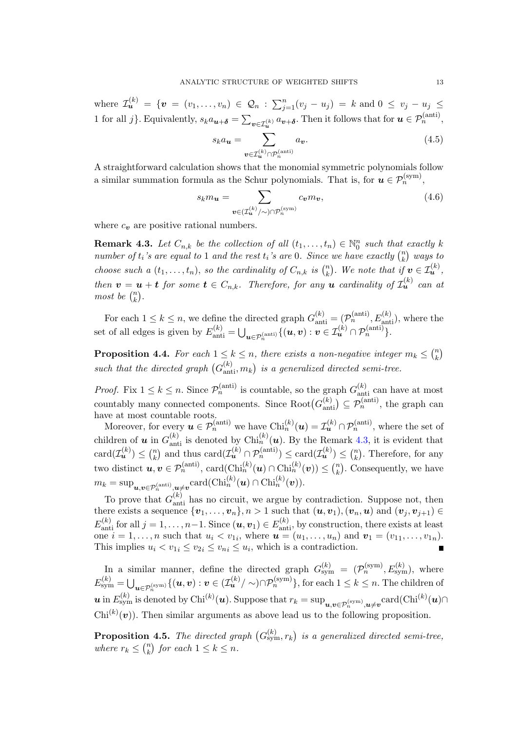where $\mathcal{I}_{\boldsymbol{u}}^{(k)} = \{\boldsymbol{v} = (v_1, \ldots, v_n) \in \mathcal{Q}_n : \sum_{j=1}^n (v_j - u_j) = k$ and $0 \leq v_j - u_j \leq 1$ for all $j\}$. Equivalently, $s_k a_{\boldsymbol{u}+\boldsymbol{\delta}} = \sum_{\boldsymbol{v}\in\mathcal{I}_{\boldsymbol{u}}^{(k)}} a_{\boldsymbol{v}+\boldsymbol{\delta}}$. Then it follows that for $\boldsymbol{u} \in \mathcal{P}_n^{(\mathrm{anti})}$,

$$s_k a_{\boldsymbol{u}} = \sum_{\boldsymbol{v}\in\mathcal{I}_{\boldsymbol{u}}^{(k)}\cap\mathcal{P}_n^{(\mathrm{anti})}} a_{\boldsymbol{v}}. \tag{4.5}$$

A straightforward calculation shows that the monomial symmetric polynomials follow a similar summation formula as the Schur polynomials. That is, for $\boldsymbol{u} \in \mathcal{P}_n^{(\mathrm{sym})}$,

$$s_k m_{\boldsymbol{u}} = \sum_{\boldsymbol{v}\in(\mathcal{I}_{\boldsymbol{u}}^{(k)}/\sim)\cap\mathcal{P}_n^{(\mathrm{sym})}} c_{\boldsymbol{v}} m_{\boldsymbol{v}}, \tag{4.6}$$

where $c_{\boldsymbol{v}}$ are positive rational numbers.

**Remark 4.3.** *Let $C_{n,k}$ be the collection of all $(t_1, \ldots, t_n) \in \mathbb{N}_0^n$ such that exactly $k$ number of $t_i$'s are equal to $1$ and the rest $t_i$'s are $0$. Since we have exactly $\binom{n}{k}$ ways to choose such a $(t_1, \ldots, t_n)$, so the cardinality of $C_{n,k}$ is $\binom{n}{k}$. We note that if $\boldsymbol{v} \in \mathcal{I}_{\boldsymbol{u}}^{(k)}$, then $\boldsymbol{v} = \boldsymbol{u} + \boldsymbol{t}$ for some $\boldsymbol{t} \in C_{n,k}$. Therefore, for any $\boldsymbol{u}$ cardinality of $\mathcal{I}_{\boldsymbol{u}}^{(k)}$ can at most be $\binom{n}{k}$.*

For each $1 \leq k \leq n$, we define the directed graph $G_{\mathrm{anti}}^{(k)} = (\mathcal{P}_n^{(\mathrm{anti})}, E_{\mathrm{anti}}^{(k)})$, where the set of all edges is given by $E_{\mathrm{anti}}^{(k)} = \bigcup_{\boldsymbol{u}\in\mathcal{P}_n^{(\mathrm{anti})}} \{(\boldsymbol{u}, \boldsymbol{v}) : \boldsymbol{v} \in \mathcal{I}_{\boldsymbol{u}}^{(k)} \cap \mathcal{P}_n^{(\mathrm{anti})}\}$.

**Proposition 4.4.** *For each $1 \leq k \leq n$, there exists a non-negative integer $m_k \leq \binom{n}{k}$ such that the directed graph $\big(G_{\mathrm{anti}}^{(k)}, m_k\big)$ is a generalized directed semi-tree.*

*Proof.* Fix $1 \leq k \leq n$. Since $\mathcal{P}_n^{(\mathrm{anti})}$ is countable, so the graph $G_{\mathrm{anti}}^{(k)}$ can have at most countably many connected components. Since $\mathrm{Root}(G_{\mathrm{anti}}^{(k)}) \subseteq \mathcal{P}_n^{(\mathrm{anti})}$, the graph can have at most countable roots.

Moreover, for every $\boldsymbol{u} \in \mathcal{P}_n^{(\mathrm{anti})}$ we have $\mathrm{Chi}_n^{(k)}(\boldsymbol{u}) = \mathcal{I}_{\boldsymbol{u}}^{(k)} \cap \mathcal{P}_n^{(\mathrm{anti})}$, where the set of children of $\boldsymbol{u}$ in $G_{\mathrm{anti}}^{(k)}$ is denoted by $\mathrm{Chi}_n^{(k)}(\boldsymbol{u})$. By the Remark 4.3, it is evident that $\mathrm{card}(\mathcal{I}_{\boldsymbol{u}}^{(k)}) \leq \binom{n}{k}$ and thus $\mathrm{card}(\mathcal{I}_{\boldsymbol{u}}^{(k)} \cap \mathcal{P}_n^{(\mathrm{anti})}) \leq \mathrm{card}(\mathcal{I}_{\boldsymbol{u}}^{(k)}) \leq \binom{n}{k}$. Therefore, for any two distinct $\boldsymbol{u}, \boldsymbol{v} \in \mathcal{P}_n^{(\mathrm{anti})}$, $\mathrm{card}(\mathrm{Chi}_n^{(k)}(\boldsymbol{u}) \cap \mathrm{Chi}_n^{(k)}(\boldsymbol{v})) \leq \binom{n}{k}$. Consequently, we have $m_k = \sup_{\boldsymbol{u},\boldsymbol{v}\in\mathcal{P}_n^{(\mathrm{anti})}, \boldsymbol{u}\neq\boldsymbol{v}} \mathrm{card}(\mathrm{Chi}_n^{(k)}(\boldsymbol{u}) \cap \mathrm{Chi}_n^{(k)}(\boldsymbol{v}))$.

To prove that $G_{\mathrm{anti}}^{(k)}$ has no circuit, we argue by contradiction. Suppose not, then there exists a sequence $\{\boldsymbol{v}_1, \ldots, \boldsymbol{v}_n\}, n > 1$ such that $(\boldsymbol{u}, \boldsymbol{v}_1), (\boldsymbol{v}_n, \boldsymbol{u})$ and $(\boldsymbol{v}_j, \boldsymbol{v}_{j+1}) \in E_{\mathrm{anti}}^{(k)}$ for all $j = 1, \ldots, n-1$. Since $(\boldsymbol{u}, \boldsymbol{v}_1) \in E_{\mathrm{anti}}^{(k)}$, by construction, there exists at least one $i = 1, \ldots, n$ such that $u_i < v_{1i}$, where $\boldsymbol{u} = (u_1, \ldots, u_n)$ and $\boldsymbol{v}_1 = (v_{11}, \ldots, v_{1n})$. This implies $u_i < v_{1i} \leq v_{2i} \leq v_{ni} \leq u_i$, which is a contradiction. ∎

In a similar manner, define the directed graph $G_{\mathrm{sym}}^{(k)} = (\mathcal{P}_n^{(\mathrm{sym})}, E_{\mathrm{sym}}^{(k)})$, where $E_{\mathrm{sym}}^{(k)} = \bigcup_{\boldsymbol{u}\in\mathcal{P}_n^{(\mathrm{sym})}} \{(\boldsymbol{u}, \boldsymbol{v}) : \boldsymbol{v} \in (\mathcal{I}_{\boldsymbol{u}}^{(k)}/\sim) \cap \mathcal{P}_n^{(\mathrm{sym})}\}$, for each $1 \leq k \leq n$. The children of $\boldsymbol{u}$ in $E_{\mathrm{sym}}^{(k)}$ is denoted by $\mathrm{Chi}^{(k)}(\boldsymbol{u})$. Suppose that $r_k = \sup_{\boldsymbol{u},\boldsymbol{v}\in\mathcal{P}_n^{(\mathrm{sym})}, \boldsymbol{u}\neq\boldsymbol{v}} \mathrm{card}(\mathrm{Chi}^{(k)}(\boldsymbol{u}) \cap \mathrm{Chi}^{(k)}(\boldsymbol{v}))$. Then similar arguments as above lead us to the following proposition.

**Proposition 4.5.** *The directed graph $\big(G_{\mathrm{sym}}^{(k)}, r_k\big)$ is a generalized directed semi-tree, where $r_k \leq \binom{n}{k}$ for each $1 \leq k \leq n$.*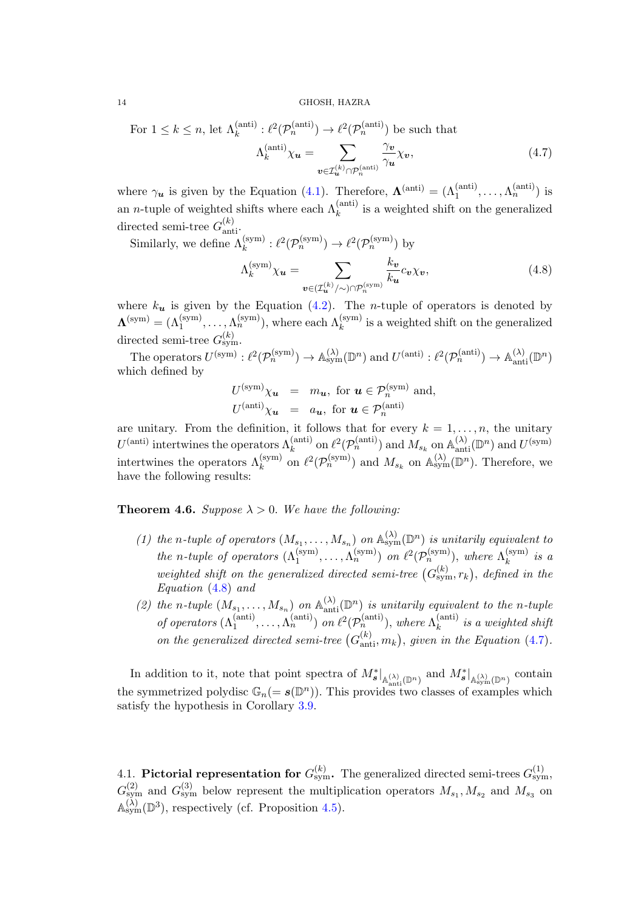For $1 \le k \le n$, let $\Lambda_k^{(\text{anti})} : \ell^2(\mathcal{P}_n^{(\text{anti})}) \to \ell^2(\mathcal{P}_n^{(\text{anti})})$ be such that

$$\Lambda_k^{(\text{anti})}\chi_{\boldsymbol{u}} = \sum_{\boldsymbol{v}\in\mathcal{I}_{\boldsymbol{u}}^{(k)}\cap\mathcal{P}_n^{(\text{anti})}} \frac{\gamma_{\boldsymbol{v}}}{\gamma_{\boldsymbol{u}}}\chi_{\boldsymbol{v}}, \tag{4.7}$$

where $\gamma_{\boldsymbol{u}}$ is given by the Equation (4.1). Therefore, $\boldsymbol{\Lambda}^{(\text{anti})} = (\Lambda_1^{(\text{anti})}, \ldots, \Lambda_n^{(\text{anti})})$ is an $n$-tuple of weighted shifts where each $\Lambda_k^{(\text{anti})}$ is a weighted shift on the generalized directed semi-tree $G_{\text{anti}}^{(k)}$.

Similarly, we define $\Lambda_k^{(\text{sym})} : \ell^2(\mathcal{P}_n^{(\text{sym})}) \to \ell^2(\mathcal{P}_n^{(\text{sym})})$ by

$$\Lambda_k^{(\text{sym})}\chi_{\boldsymbol{u}} = \sum_{\boldsymbol{v}\in(\mathcal{I}_{\boldsymbol{u}}^{(k)}/\sim)\cap\mathcal{P}_n^{(\text{sym})}} \frac{k_{\boldsymbol{v}}}{k_{\boldsymbol{u}}}c_{\boldsymbol{v}}\chi_{\boldsymbol{v}}, \tag{4.8}$$

where $k_{\boldsymbol{u}}$ is given by the Equation (4.2). The $n$-tuple of operators is denoted by $\boldsymbol{\Lambda}^{(\text{sym})} = (\Lambda_1^{(\text{sym})}, \ldots, \Lambda_n^{(\text{sym})})$, where each $\Lambda_k^{(\text{sym})}$ is a weighted shift on the generalized directed semi-tree $G_{\text{sym}}^{(k)}$.

The operators $U^{(\text{sym})} : \ell^2(\mathcal{P}_n^{(\text{sym})}) \to \mathbb{A}_{\text{sym}}^{(\lambda)}(\mathbb{D}^n)$ and $U^{(\text{anti})} : \ell^2(\mathcal{P}_n^{(\text{anti})}) \to \mathbb{A}_{\text{anti}}^{(\lambda)}(\mathbb{D}^n)$ which defined by

$$\begin{aligned} U^{(\text{sym})}\chi_{\boldsymbol{u}} &= m_{\boldsymbol{u}}, \text{ for } \boldsymbol{u} \in \mathcal{P}_n^{(\text{sym})} \text{ and,} \\ U^{(\text{anti})}\chi_{\boldsymbol{u}} &= a_{\boldsymbol{u}}, \text{ for } \boldsymbol{u} \in \mathcal{P}_n^{(\text{anti})} \end{aligned}$$

are unitary. From the definition, it follows that for every $k = 1, \ldots, n$, the unitary $U^{(\text{anti})}$ intertwines the operators $\Lambda_k^{(\text{anti})}$ on $\ell^2(\mathcal{P}_n^{(\text{anti})})$ and $M_{s_k}$ on $\mathbb{A}_{\text{anti}}^{(\lambda)}(\mathbb{D}^n)$ and $U^{(\text{sym})}$ intertwines the operators $\Lambda_k^{(\text{sym})}$ on $\ell^2(\mathcal{P}_n^{(\text{sym})})$ and $M_{s_k}$ on $\mathbb{A}_{\text{sym}}^{(\lambda)}(\mathbb{D}^n)$. Therefore, we have the following results:

**Theorem 4.6.** *Suppose $\lambda > 0$. We have the following:*

*(1) the $n$-tuple of operators $(M_{s_1}, \ldots, M_{s_n})$ on $\mathbb{A}_{\text{sym}}^{(\lambda)}(\mathbb{D}^n)$ is unitarily equivalent to the $n$-tuple of operators $(\Lambda_1^{(\text{sym})}, \ldots, \Lambda_n^{(\text{sym})})$ on $\ell^2(\mathcal{P}_n^{(\text{sym})})$, where $\Lambda_k^{(\text{sym})}$ is a weighted shift on the generalized directed semi-tree $\big(G_{\text{sym}}^{(k)}, r_k\big)$, defined in the Equation (4.8) and*

*(2) the $n$-tuple $(M_{s_1}, \ldots, M_{s_n})$ on $\mathbb{A}_{\text{anti}}^{(\lambda)}(\mathbb{D}^n)$ is unitarily equivalent to the $n$-tuple of operators $(\Lambda_1^{(\text{anti})}, \ldots, \Lambda_n^{(\text{anti})})$ on $\ell^2(\mathcal{P}_n^{(\text{anti})})$, where $\Lambda_k^{(\text{anti})}$ is a weighted shift on the generalized directed semi-tree $\big(G_{\text{anti}}^{(k)}, m_k\big)$, given in the Equation (4.7).*

In addition to it, note that point spectra of $M_{\boldsymbol{s}}^*|_{\mathbb{A}_{\text{anti}}^{(\lambda)}(\mathbb{D}^n)}$ and $M_{\boldsymbol{s}}^*|_{\mathbb{A}_{\text{sym}}^{(\lambda)}(\mathbb{D}^n)}$ contain the symmetrized polydisc $\mathbb{G}_n (= \boldsymbol{s}(\mathbb{D}^n))$. This provides two classes of examples which satisfy the hypothesis in Corollary 3.9.

### 4.1. **Pictorial representation for $G_{\text{sym}}^{(k)}$.**

The generalized directed semi-trees $G_{\text{sym}}^{(1)}$, $G_{\text{sym}}^{(2)}$ and $G_{\text{sym}}^{(3)}$ below represent the multiplication operators $M_{s_1}, M_{s_2}$ and $M_{s_3}$ on $\mathbb{A}_{\text{sym}}^{(\lambda)}(\mathbb{D}^3)$, respectively (cf. Proposition 4.5).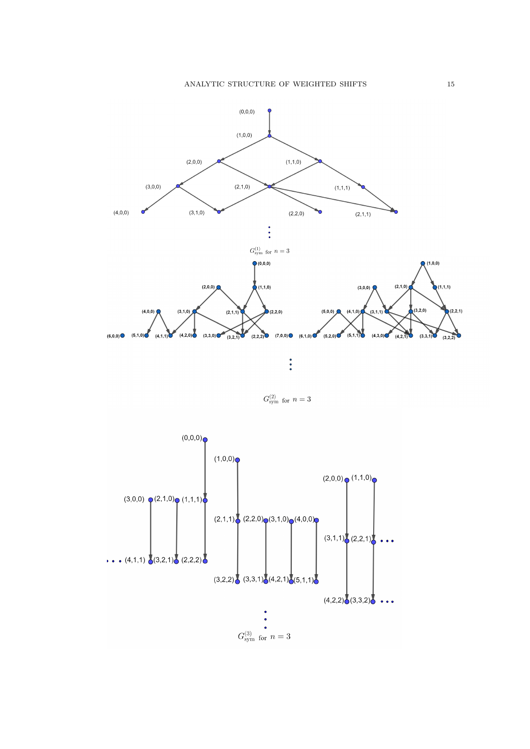$G^{(1)}_{\text{sym}}$ for $n = 3$

$G^{(2)}_{\text{sym}}$ for $n = 3$

$G^{(3)}_{\text{sym}}$ for $n = 3$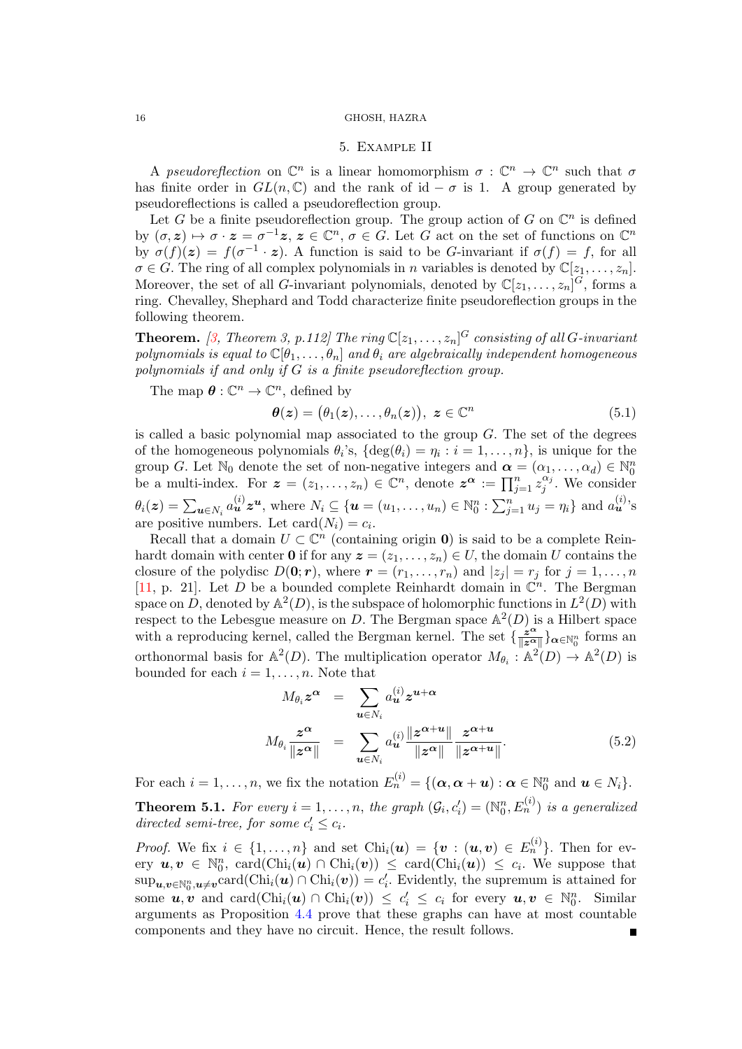## 5. Example II

A *pseudoreflection* on $\mathbb{C}^n$ is a linear homomorphism $\sigma : \mathbb{C}^n \to \mathbb{C}^n$ such that $\sigma$ has finite order in $GL(n, \mathbb{C})$ and the rank of $\mathrm{id} - \sigma$ is 1. A group generated by pseudoreflections is called a pseudoreflection group.

Let $G$ be a finite pseudoreflection group. The group action of $G$ on $\mathbb{C}^n$ is defined by $(\sigma, \boldsymbol{z}) \mapsto \sigma \cdot \boldsymbol{z} = \sigma^{-1}\boldsymbol{z}$, $\boldsymbol{z} \in \mathbb{C}^n$, $\sigma \in G$. Let $G$ act on the set of functions on $\mathbb{C}^n$ by $\sigma(f)(\boldsymbol{z}) = f(\sigma^{-1} \cdot \boldsymbol{z})$. A function is said to be $G$-invariant if $\sigma(f) = f$, for all $\sigma \in G$. The ring of all complex polynomials in $n$ variables is denoted by $\mathbb{C}[z_1, \ldots, z_n]$. Moreover, the set of all $G$-invariant polynomials, denoted by $\mathbb{C}[z_1, \ldots, z_n]^G$, forms a ring. Chevalley, Shephard and Todd characterize finite pseudoreflection groups in the following theorem.

**Theorem.** *[3, Theorem 3, p.112] The ring $\mathbb{C}[z_1, \ldots, z_n]^G$ consisting of all $G$-invariant polynomials is equal to $\mathbb{C}[\theta_1, \ldots, \theta_n]$ and $\theta_i$ are algebraically independent homogeneous polynomials if and only if $G$ is a finite pseudoreflection group.*

The map $\boldsymbol{\theta} : \mathbb{C}^n \to \mathbb{C}^n$, defined by

$$\boldsymbol{\theta}(\boldsymbol{z}) = \big(\theta_1(\boldsymbol{z}), \ldots, \theta_n(\boldsymbol{z})\big), \ \boldsymbol{z} \in \mathbb{C}^n \tag{5.1}$$

is called a basic polynomial map associated to the group $G$. The set of the degrees of the homogeneous polynomials $\theta_i$'s, $\{\deg(\theta_i) = \eta_i : i = 1, \ldots, n\}$, is unique for the group $G$. Let $\mathbb{N}_0$ denote the set of non-negative integers and $\boldsymbol{\alpha} = (\alpha_1, \ldots, \alpha_d) \in \mathbb{N}_0^n$ be a multi-index. For $\boldsymbol{z} = (z_1, \ldots, z_n) \in \mathbb{C}^n$, denote $\boldsymbol{z}^{\boldsymbol{\alpha}} := \prod_{j=1}^n z_j^{\alpha_j}$. We consider $\theta_i(\boldsymbol{z}) = \sum_{\boldsymbol{u} \in N_i} a_{\boldsymbol{u}}^{(i)} \boldsymbol{z}^{\boldsymbol{u}}$, where $N_i \subseteq \{\boldsymbol{u} = (u_1, \ldots, u_n) \in \mathbb{N}_0^n : \sum_{j=1}^n u_j = \eta_i\}$ and $a_{\boldsymbol{u}}^{(i)}$'s are positive numbers. Let $\mathrm{card}(N_i) = c_i$.

Recall that a domain $U \subset \mathbb{C}^n$ (containing origin $\mathbf{0}$) is said to be a complete Reinhardt domain with center $\mathbf{0}$ if for any $\boldsymbol{z} = (z_1, \ldots, z_n) \in U$, the domain $U$ contains the closure of the polydisc $D(\mathbf{0}; \boldsymbol{r})$, where $\boldsymbol{r} = (r_1, \ldots, r_n)$ and $|z_j| = r_j$ for $j = 1, \ldots, n$ [11, p. 21]. Let $D$ be a bounded complete Reinhardt domain in $\mathbb{C}^n$. The Bergman space on $D$, denoted by $\mathbb{A}^2(D)$, is the subspace of holomorphic functions in $L^2(D)$ with respect to the Lebesgue measure on $D$. The Bergman space $\mathbb{A}^2(D)$ is a Hilbert space with a reproducing kernel, called the Bergman kernel. The set $\{\frac{\boldsymbol{z}^{\boldsymbol{\alpha}}}{\|\boldsymbol{z}^{\boldsymbol{\alpha}}\|}\}_{\boldsymbol{\alpha} \in \mathbb{N}_0^n}$ forms an orthonormal basis for $\mathbb{A}^2(D)$. The multiplication operator $M_{\theta_i} : \mathbb{A}^2(D) \to \mathbb{A}^2(D)$ is bounded for each $i = 1, \ldots, n$. Note that

$$\begin{aligned} M_{\theta_i} \boldsymbol{z}^{\boldsymbol{\alpha}} &= \sum_{\boldsymbol{u} \in N_i} a_{\boldsymbol{u}}^{(i)} \boldsymbol{z}^{\boldsymbol{u}+\boldsymbol{\alpha}} \\ M_{\theta_i} \frac{\boldsymbol{z}^{\boldsymbol{\alpha}}}{\|\boldsymbol{z}^{\boldsymbol{\alpha}}\|} &= \sum_{\boldsymbol{u} \in N_i} a_{\boldsymbol{u}}^{(i)} \frac{\|\boldsymbol{z}^{\boldsymbol{\alpha}+\boldsymbol{u}}\|}{\|\boldsymbol{z}^{\boldsymbol{\alpha}}\|} \frac{\boldsymbol{z}^{\boldsymbol{\alpha}+\boldsymbol{u}}}{\|\boldsymbol{z}^{\boldsymbol{\alpha}+\boldsymbol{u}}\|}. \end{aligned} \tag{5.2}$$

For each $i = 1, \ldots, n$, we fix the notation $E_n^{(i)} = \{(\boldsymbol{\alpha}, \boldsymbol{\alpha} + \boldsymbol{u}) : \boldsymbol{\alpha} \in \mathbb{N}_0^n \text{ and } \boldsymbol{u} \in N_i\}$.

**Theorem 5.1.** *For every $i = 1, \ldots, n$, the graph $(\mathcal{G}_i, c_i') = (\mathbb{N}_0^n, E_n^{(i)})$ is a generalized directed semi-tree, for some $c_i' \leq c_i$.*

*Proof.* We fix $i \in \{1, \ldots, n\}$ and set $\mathrm{Chi}_i(\boldsymbol{u}) = \{\boldsymbol{v} : (\boldsymbol{u}, \boldsymbol{v}) \in E_n^{(i)}\}$. Then for every $\boldsymbol{u}, \boldsymbol{v} \in \mathbb{N}_0^n$, $\mathrm{card}(\mathrm{Chi}_i(\boldsymbol{u}) \cap \mathrm{Chi}_i(\boldsymbol{v})) \leq \mathrm{card}(\mathrm{Chi}_i(\boldsymbol{u})) \leq c_i$. We suppose that $\sup_{\boldsymbol{u}, \boldsymbol{v} \in \mathbb{N}_0^n, \boldsymbol{u} \neq \boldsymbol{v}} \mathrm{card}(\mathrm{Chi}_i(\boldsymbol{u}) \cap \mathrm{Chi}_i(\boldsymbol{v})) = c_i'$. Evidently, the supremum is attained for some $\boldsymbol{u}, \boldsymbol{v}$ and $\mathrm{card}(\mathrm{Chi}_i(\boldsymbol{u}) \cap \mathrm{Chi}_i(\boldsymbol{v})) \leq c_i' \leq c_i$ for every $\boldsymbol{u}, \boldsymbol{v} \in \mathbb{N}_0^n$. Similar arguments as Proposition 4.4 prove that these graphs can have at most countable components and they have no circuit. Hence, the result follows. ∎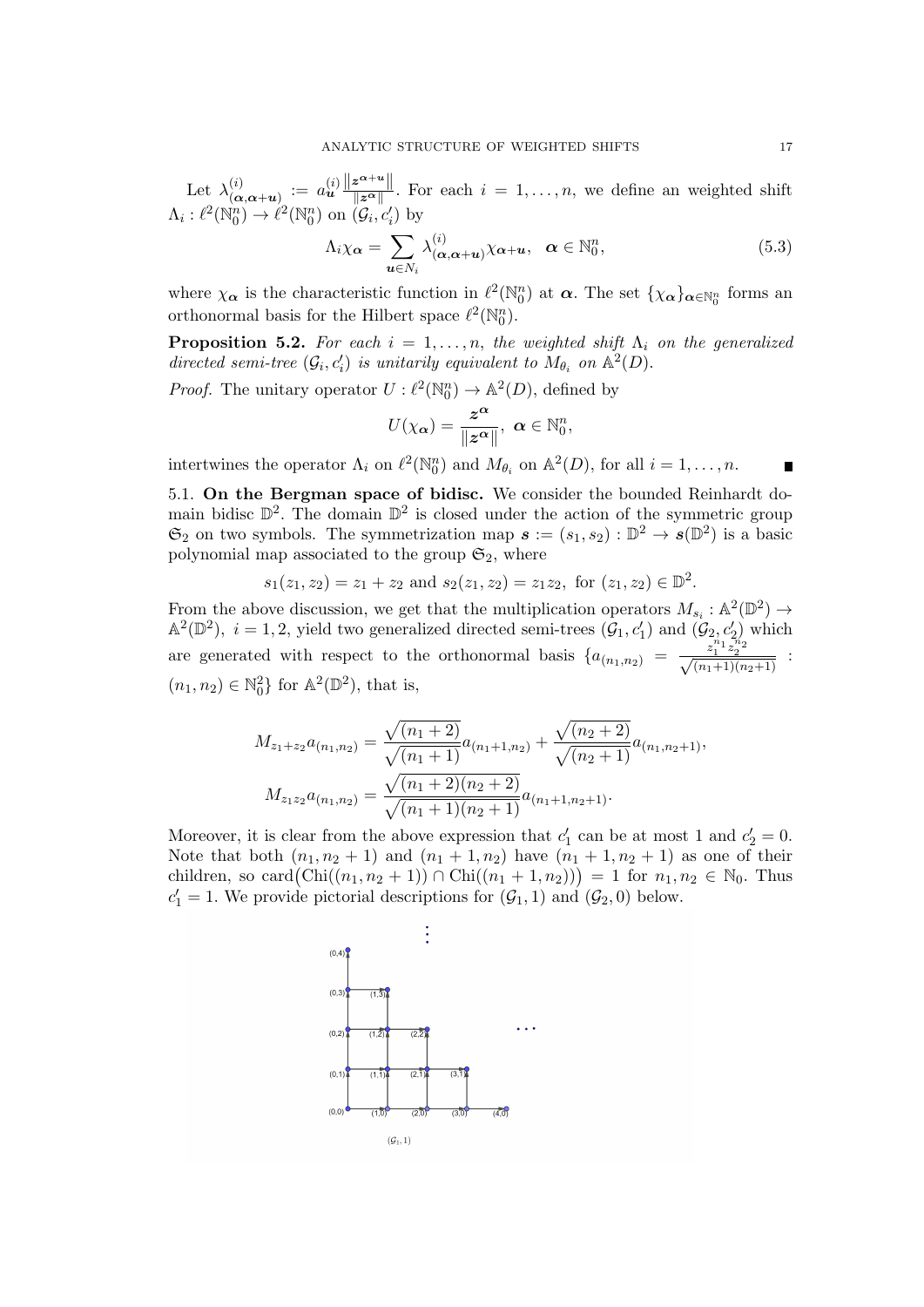Let $\lambda^{(i)}_{(\boldsymbol{\alpha},\boldsymbol{\alpha}+\boldsymbol{u})} := a^{(i)}_{\boldsymbol{u}} \frac{\|\boldsymbol{z}^{\boldsymbol{\alpha}+\boldsymbol{u}}\|}{\|\boldsymbol{z}^{\boldsymbol{\alpha}}\|}$. For each $i = 1, \ldots, n$, we define an weighted shift $\Lambda_i : \ell^2(\mathbb{N}_0^n) \to \ell^2(\mathbb{N}_0^n)$ on $(\mathcal{G}_i, c_i')$ by

$$\Lambda_i \chi_{\boldsymbol{\alpha}} = \sum_{\boldsymbol{u} \in N_i} \lambda^{(i)}_{(\boldsymbol{\alpha},\boldsymbol{\alpha}+\boldsymbol{u})} \chi_{\boldsymbol{\alpha}+\boldsymbol{u}}, \quad \boldsymbol{\alpha} \in \mathbb{N}_0^n, \tag{5.3}$$

where $\chi_{\boldsymbol{\alpha}}$ is the characteristic function in $\ell^2(\mathbb{N}_0^n)$ at $\boldsymbol{\alpha}$. The set $\{\chi_{\boldsymbol{\alpha}}\}_{\boldsymbol{\alpha} \in \mathbb{N}_0^n}$ forms an orthonormal basis for the Hilbert space $\ell^2(\mathbb{N}_0^n)$.

**Proposition 5.2.** *For each $i = 1, \ldots, n$, the weighted shift $\Lambda_i$ on the generalized directed semi-tree $(\mathcal{G}_i, c_i')$ is unitarily equivalent to $M_{\theta_i}$ on $\mathbb{A}^2(D)$.*

*Proof.* The unitary operator $U : \ell^2(\mathbb{N}_0^n) \to \mathbb{A}^2(D)$, defined by

$$U(\chi_{\boldsymbol{\alpha}}) = \frac{\boldsymbol{z}^{\boldsymbol{\alpha}}}{\|\boldsymbol{z}^{\boldsymbol{\alpha}}\|}, \ \boldsymbol{\alpha} \in \mathbb{N}_0^n,$$

intertwines the operator $\Lambda_i$ on $\ell^2(\mathbb{N}_0^n)$ and $M_{\theta_i}$ on $\mathbb{A}^2(D)$, for all $i = 1, \ldots, n$. ∎

5.1. **On the Bergman space of bidisc.** We consider the bounded Reinhardt domain bidisc $\mathbb{D}^2$. The domain $\mathbb{D}^2$ is closed under the action of the symmetric group $\mathfrak{S}_2$ on two symbols. The symmetrization map $\boldsymbol{s} := (s_1, s_2) : \mathbb{D}^2 \to \boldsymbol{s}(\mathbb{D}^2)$ is a basic polynomial map associated to the group $\mathfrak{S}_2$, where

$$s_1(z_1, z_2) = z_1 + z_2 \text{ and } s_2(z_1, z_2) = z_1 z_2, \text{ for } (z_1, z_2) \in \mathbb{D}^2.$$

From the above discussion, we get that the multiplication operators $M_{s_i} : \mathbb{A}^2(\mathbb{D}^2) \to \mathbb{A}^2(\mathbb{D}^2)$, $i = 1, 2$, yield two generalized directed semi-trees $(\mathcal{G}_1, c_1')$ and $(\mathcal{G}_2, c_2')$ which are generated with respect to the orthonormal basis $\{a_{(n_1,n_2)} = \frac{z_1^{n_1} z_2^{n_2}}{\sqrt{(n_1+1)(n_2+1)}} : (n_1, n_2) \in \mathbb{N}_0^2\}$ for $\mathbb{A}^2(\mathbb{D}^2)$, that is,

$$M_{z_1+z_2} a_{(n_1,n_2)} = \frac{\sqrt{(n_1+2)}}{\sqrt{(n_1+1)}} a_{(n_1+1,n_2)} + \frac{\sqrt{(n_2+2)}}{\sqrt{(n_2+1)}} a_{(n_1,n_2+1)},$$

$$M_{z_1 z_2} a_{(n_1,n_2)} = \frac{\sqrt{(n_1+2)(n_2+2)}}{\sqrt{(n_1+1)(n_2+1)}} a_{(n_1+1,n_2+1)}.$$

Moreover, it is clear from the above expression that $c_1'$ can be at most 1 and $c_2' = 0$. Note that both $(n_1, n_2+1)$ and $(n_1+1, n_2)$ have $(n_1+1, n_2+1)$ as one of their children, so $\text{card}\big(\text{Chi}((n_1, n_2+1)) \cap \text{Chi}((n_1+1, n_2))\big) = 1$ for $n_1, n_2 \in \mathbb{N}_0$. Thus $c_1' = 1$. We provide pictorial descriptions for $(\mathcal{G}_1, 1)$ and $(\mathcal{G}_2, 0)$ below.

$(\mathcal{G}_1, 1)$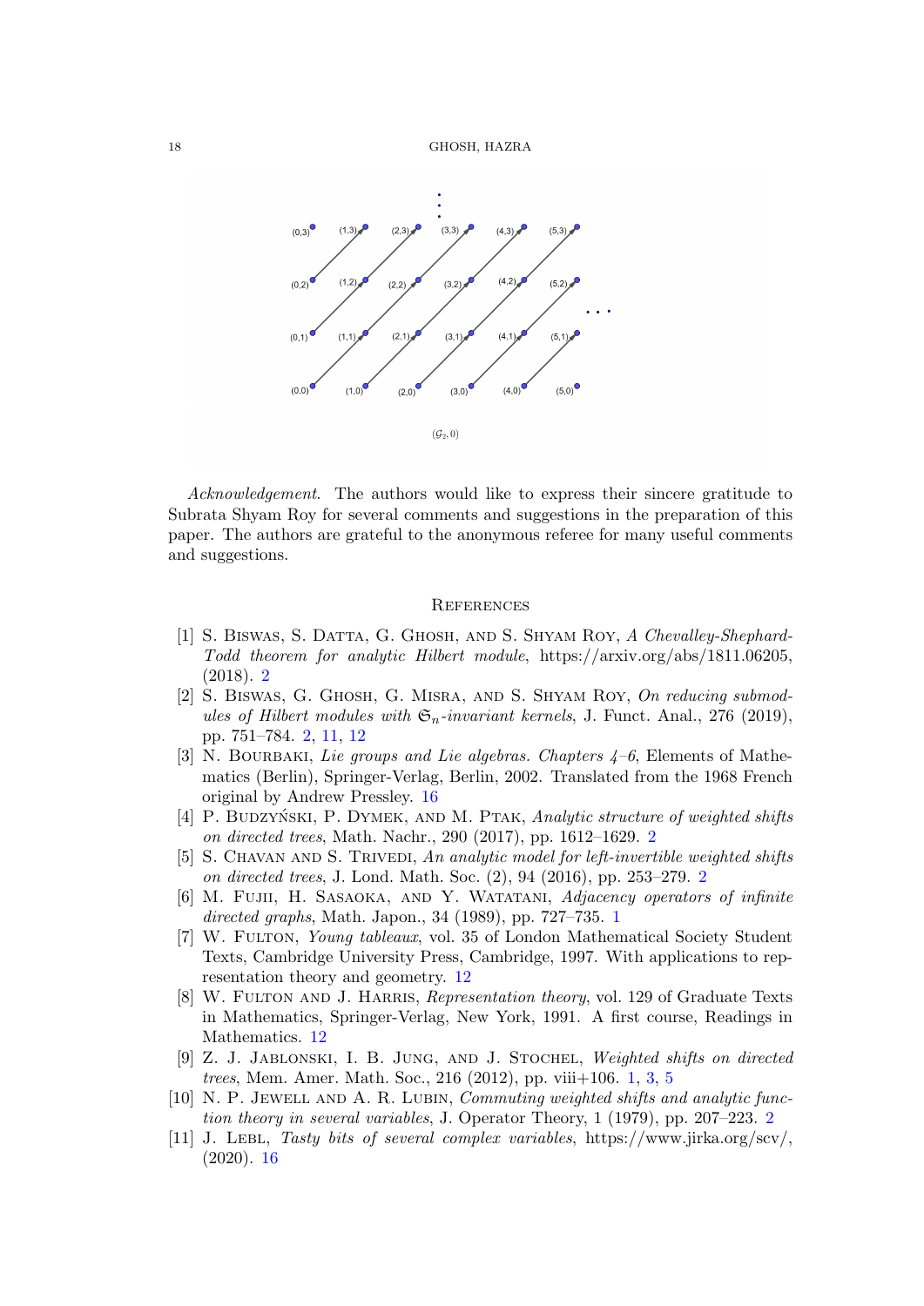$(\mathcal{G}_2, 0)$

*Acknowledgement.* The authors would like to express their sincere gratitude to Subrata Shyam Roy for several comments and suggestions in the preparation of this paper. The authors are grateful to the anonymous referee for many useful comments and suggestions.

## References

[1] S. Biswas, S. Datta, G. Ghosh, and S. Shyam Roy, *A Chevalley-Shephard-Todd theorem for analytic Hilbert module*, https://arxiv.org/abs/1811.06205, (2018). 2

[2] S. Biswas, G. Ghosh, G. Misra, and S. Shyam Roy, *On reducing submodules of Hilbert modules with $\mathfrak{S}_n$-invariant kernels*, J. Funct. Anal., 276 (2019), pp. 751–784. 2, 11, 12

[3] N. Bourbaki, *Lie groups and Lie algebras. Chapters 4–6*, Elements of Mathematics (Berlin), Springer-Verlag, Berlin, 2002. Translated from the 1968 French original by Andrew Pressley. 16

[4] P. Budzyński, P. Dymek, and M. Ptak, *Analytic structure of weighted shifts on directed trees*, Math. Nachr., 290 (2017), pp. 1612–1629. 2

[5] S. Chavan and S. Trivedi, *An analytic model for left-invertible weighted shifts on directed trees*, J. Lond. Math. Soc. (2), 94 (2016), pp. 253–279. 2

[6] M. Fujii, H. Sasaoka, and Y. Watatani, *Adjacency operators of infinite directed graphs*, Math. Japon., 34 (1989), pp. 727–735. 1

[7] W. Fulton, *Young tableaux*, vol. 35 of London Mathematical Society Student Texts, Cambridge University Press, Cambridge, 1997. With applications to representation theory and geometry. 12

[8] W. Fulton and J. Harris, *Representation theory*, vol. 129 of Graduate Texts in Mathematics, Springer-Verlag, New York, 1991. A first course, Readings in Mathematics. 12

[9] Z. J. Jablonski, I. B. Jung, and J. Stochel, *Weighted shifts on directed trees*, Mem. Amer. Math. Soc., 216 (2012), pp. viii+106. 1, 3, 5

[10] N. P. Jewell and A. R. Lubin, *Commuting weighted shifts and analytic function theory in several variables*, J. Operator Theory, 1 (1979), pp. 207–223. 2

[11] J. Lebl, *Tasty bits of several complex variables*, https://www.jirka.org/scv/, (2020). 16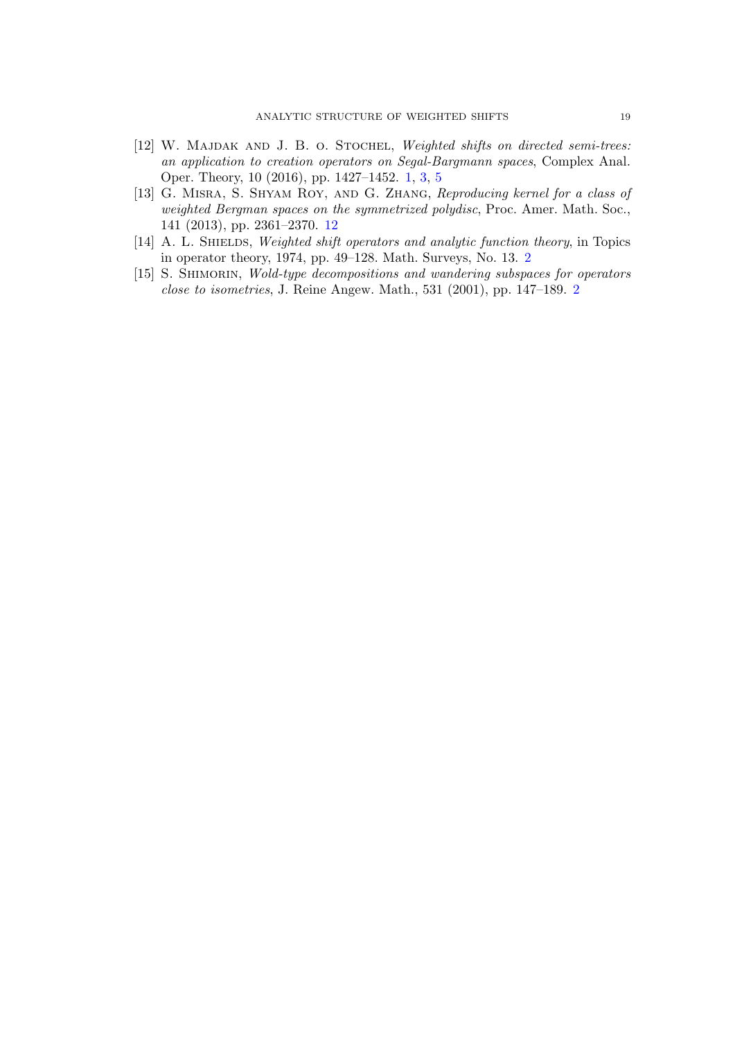[12] W. Majdak and J. B. o. Stochel, *Weighted shifts on directed semi-trees: an application to creation operators on Segal-Bargmann spaces*, Complex Anal. Oper. Theory, 10 (2016), pp. 1427–1452. 1, 3, 5

[13] G. Misra, S. Shyam Roy, and G. Zhang, *Reproducing kernel for a class of weighted Bergman spaces on the symmetrized polydisc*, Proc. Amer. Math. Soc., 141 (2013), pp. 2361–2370. 12

[14] A. L. Shields, *Weighted shift operators and analytic function theory*, in Topics in operator theory, 1974, pp. 49–128. Math. Surveys, No. 13. 2

[15] S. Shimorin, *Wold-type decompositions and wandering subspaces for operators close to isometries*, J. Reine Angew. Math., 531 (2001), pp. 147–189. 2